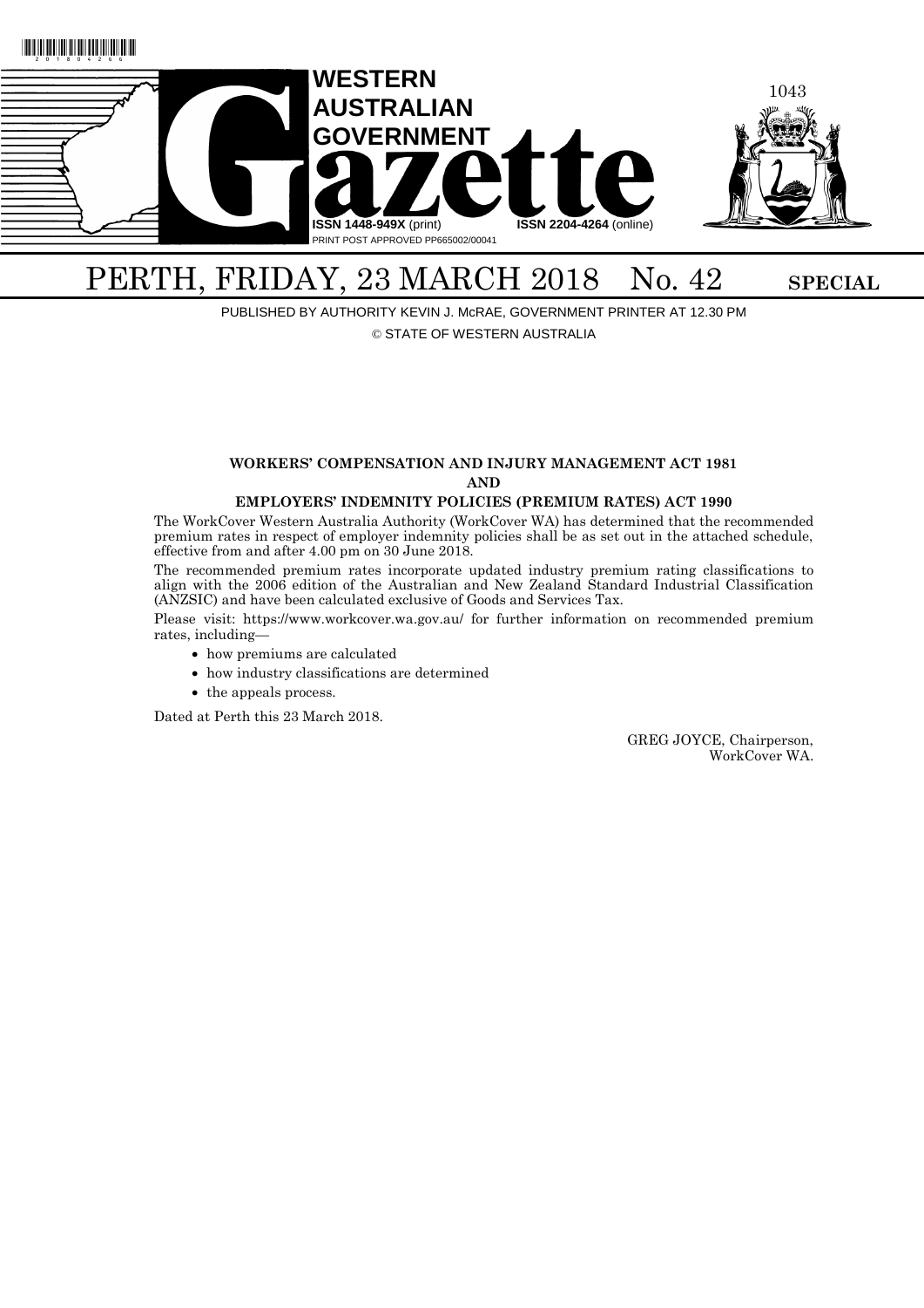# WESTERN AUSTRALIAN GOVERNMENT Gazette

ISSN 1448-949X (print) ISSN 2204-4264 (online)

PRINT POST APPROVED PP665002/00041

## PERTH, FRIDAY, 23 MARCH 2018 No. 42 SPECIAL

PUBLISHED BY AUTHORITY KEVIN J. McRAE, GOVERNMENT PRINTER AT 12.30 PM

© STATE OF WESTERN AUSTRALIA

### WORKERS' COMPENSATION AND INJURY MANAGEMENT ACT 1981

### AND

### EMPLOYERS' INDEMNITY POLICIES (PREMIUM RATES) ACT 1990

The WorkCover Western Australia Authority (WorkCover WA) has determined that the recommended premium rates in respect of employer indemnity policies shall be as set out in the attached schedule, effective from and after 4.00 pm on 30 June 2018.

The recommended premium rates incorporate updated industry premium rating classifications to align with the 2006 edition of the Australian and New Zealand Standard Industrial Classification (ANZSIC) and have been calculated exclusive of Goods and Services Tax.

Please visit: https://www.workcover.wa.gov.au/ for further information on recommended premium rates, including—

- how premiums are calculated
- how industry classifications are determined
- the appeals process.

Dated at Perth this 23 March 2018.

GREG JOYCE, Chairperson,
WorkCover WA.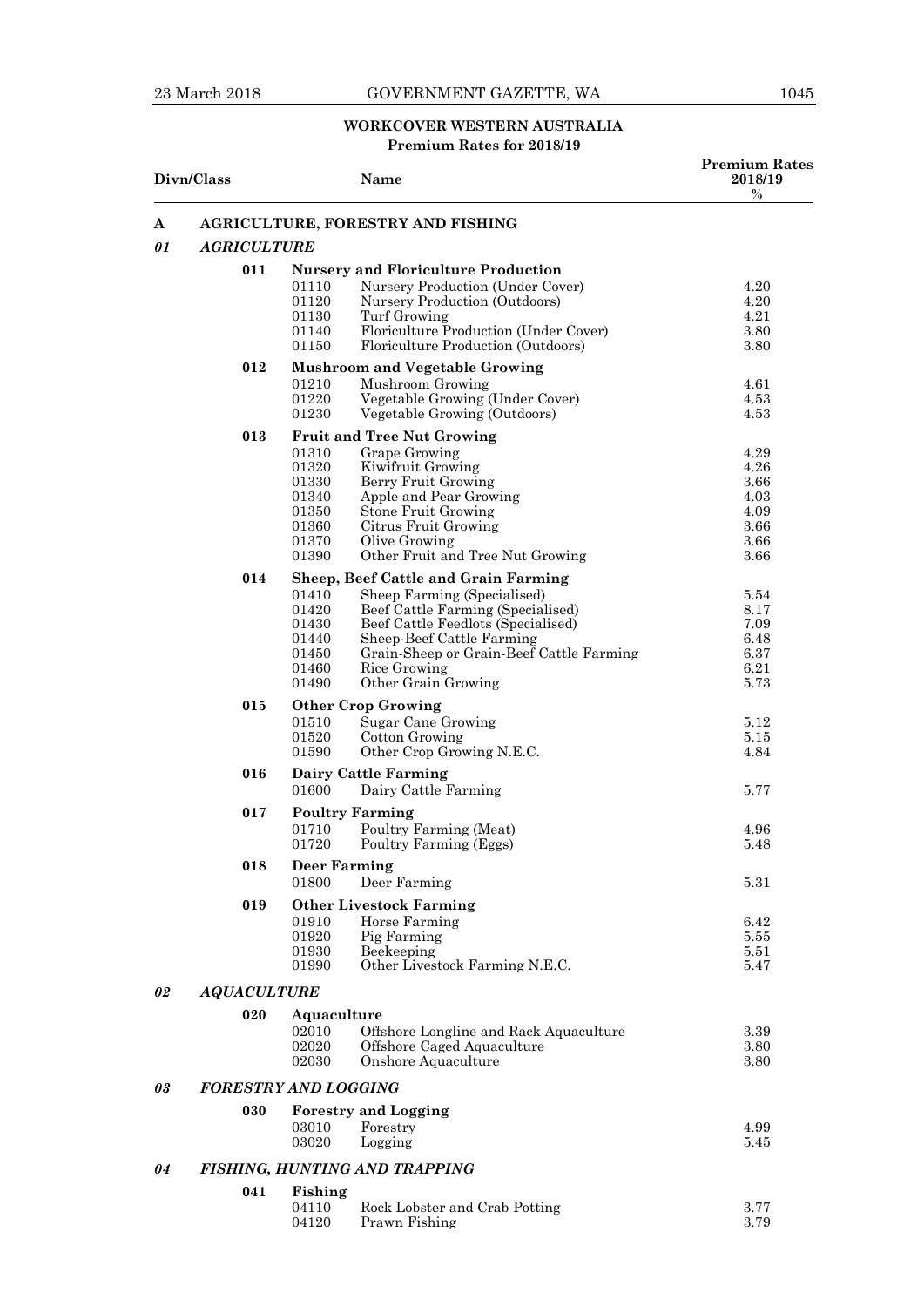## WORKCOVER WESTERN AUSTRALIA

### Premium Rates for 2018/19

| Divn/Class | | Name | Premium Rates 2018/19 % |
|---|---|---|---|
| **A** | | **AGRICULTURE, FORESTRY AND FISHING** | |
| ***01*** | | ***AGRICULTURE*** | |
| **011** | | **Nursery and Floriculture Production** | |
| | 01110 | Nursery Production (Under Cover) | 4.20 |
| | 01120 | Nursery Production (Outdoors) | 4.20 |
| | 01130 | Turf Growing | 4.21 |
| | 01140 | Floriculture Production (Under Cover) | 3.80 |
| | 01150 | Floriculture Production (Outdoors) | 3.80 |
| **012** | | **Mushroom and Vegetable Growing** | |
| | 01210 | Mushroom Growing | 4.61 |
| | 01220 | Vegetable Growing (Under Cover) | 4.53 |
| | 01230 | Vegetable Growing (Outdoors) | 4.53 |
| **013** | | **Fruit and Tree Nut Growing** | |
| | 01310 | Grape Growing | 4.29 |
| | 01320 | Kiwifruit Growing | 4.26 |
| | 01330 | Berry Fruit Growing | 3.66 |
| | 01340 | Apple and Pear Growing | 4.03 |
| | 01350 | Stone Fruit Growing | 4.09 |
| | 01360 | Citrus Fruit Growing | 3.66 |
| | 01370 | Olive Growing | 3.66 |
| | 01390 | Other Fruit and Tree Nut Growing | 3.66 |
| **014** | | **Sheep, Beef Cattle and Grain Farming** | |
| | 01410 | Sheep Farming (Specialised) | 5.54 |
| | 01420 | Beef Cattle Farming (Specialised) | 8.17 |
| | 01430 | Beef Cattle Feedlots (Specialised) | 7.09 |
| | 01440 | Sheep-Beef Cattle Farming | 6.48 |
| | 01450 | Grain-Sheep or Grain-Beef Cattle Farming | 6.37 |
| | 01460 | Rice Growing | 6.21 |
| | 01490 | Other Grain Growing | 5.73 |
| **015** | | **Other Crop Growing** | |
| | 01510 | Sugar Cane Growing | 5.12 |
| | 01520 | Cotton Growing | 5.15 |
| | 01590 | Other Crop Growing N.E.C. | 4.84 |
| **016** | | **Dairy Cattle Farming** | |
| | 01600 | Dairy Cattle Farming | 5.77 |
| **017** | | **Poultry Farming** | |
| | 01710 | Poultry Farming (Meat) | 4.96 |
| | 01720 | Poultry Farming (Eggs) | 5.48 |
| **018** | | **Deer Farming** | |
| | 01800 | Deer Farming | 5.31 |
| **019** | | **Other Livestock Farming** | |
| | 01910 | Horse Farming | 6.42 |
| | 01920 | Pig Farming | 5.55 |
| | 01930 | Beekeeping | 5.51 |
| | 01990 | Other Livestock Farming N.E.C. | 5.47 |
| ***02*** | | ***AQUACULTURE*** | |
| **020** | | **Aquaculture** | |
| | 02010 | Offshore Longline and Rack Aquaculture | 3.39 |
| | 02020 | Offshore Caged Aquaculture | 3.80 |
| | 02030 | Onshore Aquaculture | 3.80 |
| ***03*** | | ***FORESTRY AND LOGGING*** | |
| **030** | | **Forestry and Logging** | |
| | 03010 | Forestry | 4.99 |
| | 03020 | Logging | 5.45 |
| ***04*** | | ***FISHING, HUNTING AND TRAPPING*** | |
| **041** | | **Fishing** | |
| | 04110 | Rock Lobster and Crab Potting | 3.77 |
| | 04120 | Prawn Fishing | 3.79 |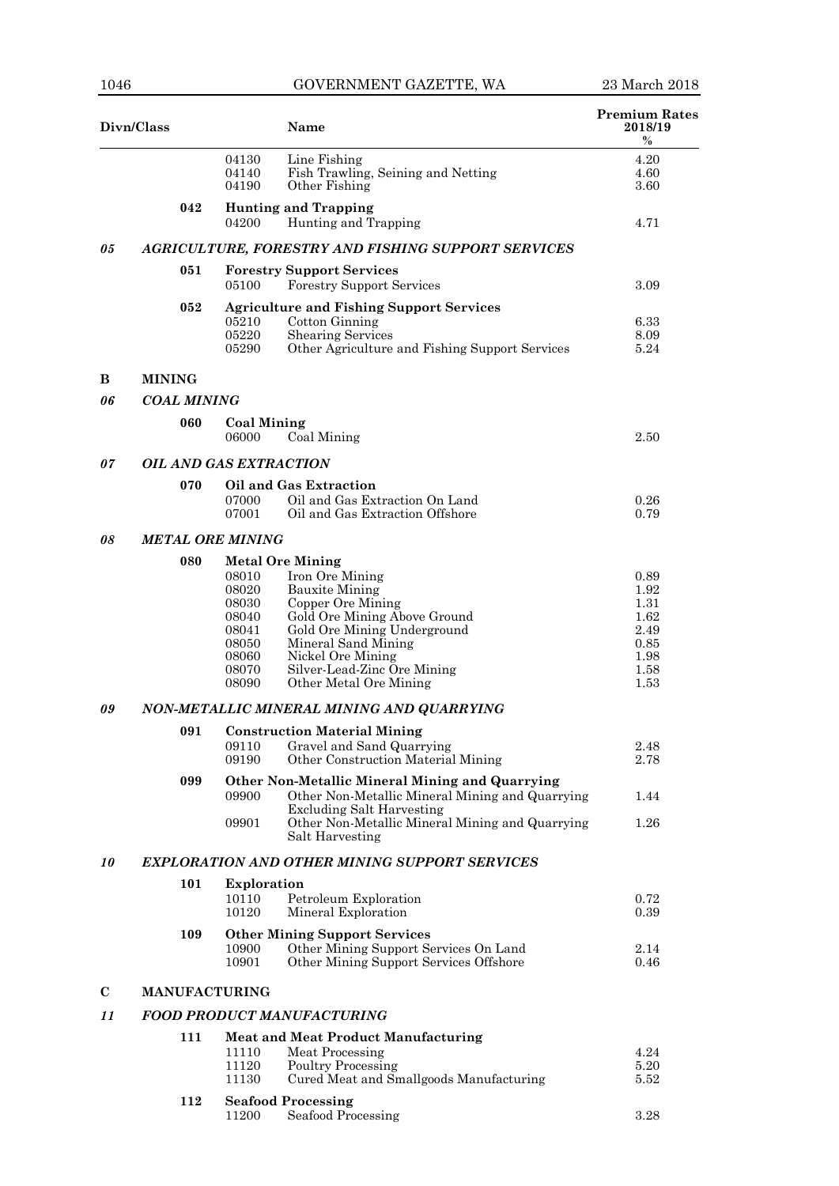| Divn/Class | | | Name | Premium Rates 2018/19 % |
|---|---|---|---|---|
| | | 04130 | Line Fishing | 4.20 |
| | | 04140 | Fish Trawling, Seining and Netting | 4.60 |
| | | 04190 | Other Fishing | 3.60 |
| | **042** | | **Hunting and Trapping** | |
| | | 04200 | Hunting and Trapping | 4.71 |
| ***05*** | ***AGRICULTURE, FORESTRY AND FISHING SUPPORT SERVICES*** | | | |
| | **051** | | **Forestry Support Services** | |
| | | 05100 | Forestry Support Services | 3.09 |
| | **052** | | **Agriculture and Fishing Support Services** | |
| | | 05210 | Cotton Ginning | 6.33 |
| | | 05220 | Shearing Services | 8.09 |
| | | 05290 | Other Agriculture and Fishing Support Services | 5.24 |
| **B** | **MINING** | | | |
| ***06*** | ***COAL MINING*** | | | |
| | **060** | | **Coal Mining** | |
| | | 06000 | Coal Mining | 2.50 |
| ***07*** | ***OIL AND GAS EXTRACTION*** | | | |
| | **070** | | **Oil and Gas Extraction** | |
| | | 07000 | Oil and Gas Extraction On Land | 0.26 |
| | | 07001 | Oil and Gas Extraction Offshore | 0.79 |
| ***08*** | ***METAL ORE MINING*** | | | |
| | **080** | | **Metal Ore Mining** | |
| | | 08010 | Iron Ore Mining | 0.89 |
| | | 08020 | Bauxite Mining | 1.92 |
| | | 08030 | Copper Ore Mining | 1.31 |
| | | 08040 | Gold Ore Mining Above Ground | 1.62 |
| | | 08041 | Gold Ore Mining Underground | 2.49 |
| | | 08050 | Mineral Sand Mining | 0.85 |
| | | 08060 | Nickel Ore Mining | 1.98 |
| | | 08070 | Silver-Lead-Zinc Ore Mining | 1.58 |
| | | 08090 | Other Metal Ore Mining | 1.53 |
| ***09*** | ***NON-METALLIC MINERAL MINING AND QUARRYING*** | | | |
| | **091** | | **Construction Material Mining** | |
| | | 09110 | Gravel and Sand Quarrying | 2.48 |
| | | 09190 | Other Construction Material Mining | 2.78 |
| | **099** | | **Other Non-Metallic Mineral Mining and Quarrying** | |
| | | 09900 | Other Non-Metallic Mineral Mining and Quarrying Excluding Salt Harvesting | 1.44 |
| | | 09901 | Other Non-Metallic Mineral Mining and Quarrying Salt Harvesting | 1.26 |
| ***10*** | ***EXPLORATION AND OTHER MINING SUPPORT SERVICES*** | | | |
| | **101** | | **Exploration** | |
| | | 10110 | Petroleum Exploration | 0.72 |
| | | 10120 | Mineral Exploration | 0.39 |
| | **109** | | **Other Mining Support Services** | |
| | | 10900 | Other Mining Support Services On Land | 2.14 |
| | | 10901 | Other Mining Support Services Offshore | 0.46 |
| **C** | **MANUFACTURING** | | | |
| ***11*** | ***FOOD PRODUCT MANUFACTURING*** | | | |
| | **111** | | **Meat and Meat Product Manufacturing** | |
| | | 11110 | Meat Processing | 4.24 |
| | | 11120 | Poultry Processing | 5.20 |
| | | 11130 | Cured Meat and Smallgoods Manufacturing | 5.52 |
| | **112** | | **Seafood Processing** | |
| | | 11200 | Seafood Processing | 3.28 |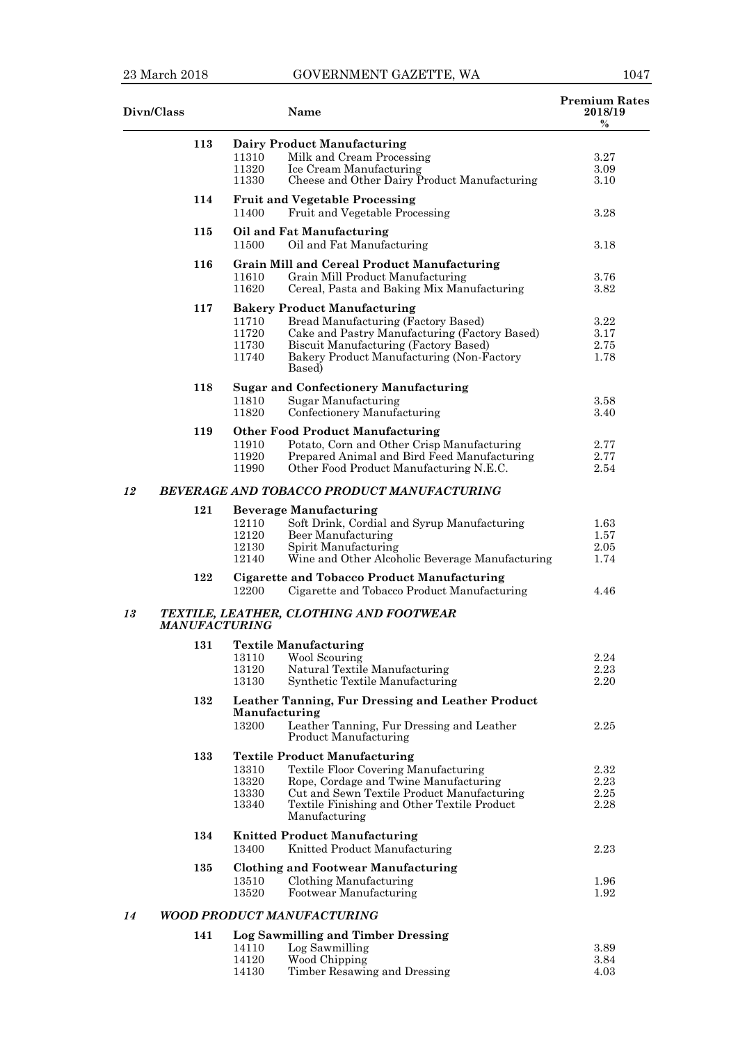| Divn/Class | | | Name | Premium Rates 2018/19 % |
|---|---|---|---|---|
| | 113 | | **Dairy Product Manufacturing** | |
| | | 11310 | Milk and Cream Processing | 3.27 |
| | | 11320 | Ice Cream Manufacturing | 3.09 |
| | | 11330 | Cheese and Other Dairy Product Manufacturing | 3.10 |
| | 114 | | **Fruit and Vegetable Processing** | |
| | | 11400 | Fruit and Vegetable Processing | 3.28 |
| | 115 | | **Oil and Fat Manufacturing** | |
| | | 11500 | Oil and Fat Manufacturing | 3.18 |
| | 116 | | **Grain Mill and Cereal Product Manufacturing** | |
| | | 11610 | Grain Mill Product Manufacturing | 3.76 |
| | | 11620 | Cereal, Pasta and Baking Mix Manufacturing | 3.82 |
| | 117 | | **Bakery Product Manufacturing** | |
| | | 11710 | Bread Manufacturing (Factory Based) | 3.22 |
| | | 11720 | Cake and Pastry Manufacturing (Factory Based) | 3.17 |
| | | 11730 | Biscuit Manufacturing (Factory Based) | 2.75 |
| | | 11740 | Bakery Product Manufacturing (Non-Factory Based) | 1.78 |
| | 118 | | **Sugar and Confectionery Manufacturing** | |
| | | 11810 | Sugar Manufacturing | 3.58 |
| | | 11820 | Confectionery Manufacturing | 3.40 |
| | 119 | | **Other Food Product Manufacturing** | |
| | | 11910 | Potato, Corn and Other Crisp Manufacturing | 2.77 |
| | | 11920 | Prepared Animal and Bird Feed Manufacturing | 2.77 |
| | | 11990 | Other Food Product Manufacturing N.E.C. | 2.54 |
| *12* | | | ***BEVERAGE AND TOBACCO PRODUCT MANUFACTURING*** | |
| | 121 | | **Beverage Manufacturing** | |
| | | 12110 | Soft Drink, Cordial and Syrup Manufacturing | 1.63 |
| | | 12120 | Beer Manufacturing | 1.57 |
| | | 12130 | Spirit Manufacturing | 2.05 |
| | | 12140 | Wine and Other Alcoholic Beverage Manufacturing | 1.74 |
| | 122 | | **Cigarette and Tobacco Product Manufacturing** | |
| | | 12200 | Cigarette and Tobacco Product Manufacturing | 4.46 |
| *13* | | | ***TEXTILE, LEATHER, CLOTHING AND FOOTWEAR MANUFACTURING*** | |
| | 131 | | **Textile Manufacturing** | |
| | | 13110 | Wool Scouring | 2.24 |
| | | 13120 | Natural Textile Manufacturing | 2.23 |
| | | 13130 | Synthetic Textile Manufacturing | 2.20 |
| | 132 | | **Leather Tanning, Fur Dressing and Leather Product Manufacturing** | |
| | | 13200 | Leather Tanning, Fur Dressing and Leather Product Manufacturing | 2.25 |
| | 133 | | **Textile Product Manufacturing** | |
| | | 13310 | Textile Floor Covering Manufacturing | 2.32 |
| | | 13320 | Rope, Cordage and Twine Manufacturing | 2.23 |
| | | 13330 | Cut and Sewn Textile Product Manufacturing | 2.25 |
| | | 13340 | Textile Finishing and Other Textile Product Manufacturing | 2.28 |
| | 134 | | **Knitted Product Manufacturing** | |
| | | 13400 | Knitted Product Manufacturing | 2.23 |
| | 135 | | **Clothing and Footwear Manufacturing** | |
| | | 13510 | Clothing Manufacturing | 1.96 |
| | | 13520 | Footwear Manufacturing | 1.92 |
| *14* | | | ***WOOD PRODUCT MANUFACTURING*** | |
| | 141 | | **Log Sawmilling and Timber Dressing** | |
| | | 14110 | Log Sawmilling | 3.89 |
| | | 14120 | Wood Chipping | 3.84 |
| | | 14130 | Timber Resawing and Dressing | 4.03 |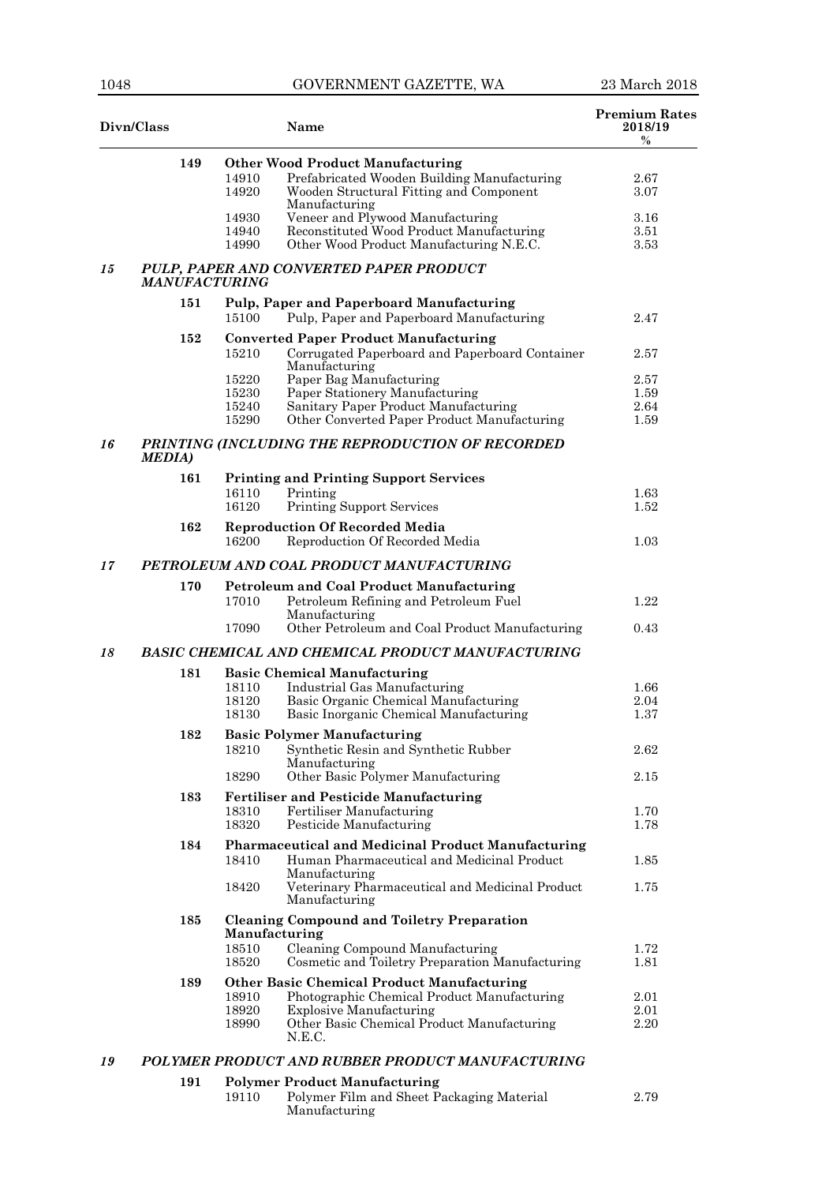| Divn/Class | | | Name | Premium Rates 2018/19 % |
|---|---|---|---|---|
| | 149 | | **Other Wood Product Manufacturing** | |
| | | 14910 | Prefabricated Wooden Building Manufacturing | 2.67 |
| | | 14920 | Wooden Structural Fitting and Component Manufacturing | 3.07 |
| | | 14930 | Veneer and Plywood Manufacturing | 3.16 |
| | | 14940 | Reconstituted Wood Product Manufacturing | 3.51 |
| | | 14990 | Other Wood Product Manufacturing N.E.C. | 3.53 |
| *15* | | | ***PULP, PAPER AND CONVERTED PAPER PRODUCT MANUFACTURING*** | |
| | 151 | | **Pulp, Paper and Paperboard Manufacturing** | |
| | | 15100 | Pulp, Paper and Paperboard Manufacturing | 2.47 |
| | 152 | | **Converted Paper Product Manufacturing** | |
| | | 15210 | Corrugated Paperboard and Paperboard Container Manufacturing | 2.57 |
| | | 15220 | Paper Bag Manufacturing | 2.57 |
| | | 15230 | Paper Stationery Manufacturing | 1.59 |
| | | 15240 | Sanitary Paper Product Manufacturing | 2.64 |
| | | 15290 | Other Converted Paper Product Manufacturing | 1.59 |
| *16* | | | ***PRINTING (INCLUDING THE REPRODUCTION OF RECORDED MEDIA)*** | |
| | 161 | | **Printing and Printing Support Services** | |
| | | 16110 | Printing | 1.63 |
| | | 16120 | Printing Support Services | 1.52 |
| | 162 | | **Reproduction Of Recorded Media** | |
| | | 16200 | Reproduction Of Recorded Media | 1.03 |
| *17* | | | ***PETROLEUM AND COAL PRODUCT MANUFACTURING*** | |
| | 170 | | **Petroleum and Coal Product Manufacturing** | |
| | | 17010 | Petroleum Refining and Petroleum Fuel Manufacturing | 1.22 |
| | | 17090 | Other Petroleum and Coal Product Manufacturing | 0.43 |
| *18* | | | ***BASIC CHEMICAL AND CHEMICAL PRODUCT MANUFACTURING*** | |
| | 181 | | **Basic Chemical Manufacturing** | |
| | | 18110 | Industrial Gas Manufacturing | 1.66 |
| | | 18120 | Basic Organic Chemical Manufacturing | 2.04 |
| | | 18130 | Basic Inorganic Chemical Manufacturing | 1.37 |
| | 182 | | **Basic Polymer Manufacturing** | |
| | | 18210 | Synthetic Resin and Synthetic Rubber Manufacturing | 2.62 |
| | | 18290 | Other Basic Polymer Manufacturing | 2.15 |
| | 183 | | **Fertiliser and Pesticide Manufacturing** | |
| | | 18310 | Fertiliser Manufacturing | 1.70 |
| | | 18320 | Pesticide Manufacturing | 1.78 |
| | 184 | | **Pharmaceutical and Medicinal Product Manufacturing** | |
| | | 18410 | Human Pharmaceutical and Medicinal Product Manufacturing | 1.85 |
| | | 18420 | Veterinary Pharmaceutical and Medicinal Product Manufacturing | 1.75 |
| | 185 | | **Cleaning Compound and Toiletry Preparation Manufacturing** | |
| | | 18510 | Cleaning Compound Manufacturing | 1.72 |
| | | 18520 | Cosmetic and Toiletry Preparation Manufacturing | 1.81 |
| | 189 | | **Other Basic Chemical Product Manufacturing** | |
| | | 18910 | Photographic Chemical Product Manufacturing | 2.01 |
| | | 18920 | Explosive Manufacturing | 2.01 |
| | | 18990 | Other Basic Chemical Product Manufacturing N.E.C. | 2.20 |
| *19* | | | ***POLYMER PRODUCT AND RUBBER PRODUCT MANUFACTURING*** | |
| | 191 | | **Polymer Product Manufacturing** | |
| | | 19110 | Polymer Film and Sheet Packaging Material Manufacturing | 2.79 |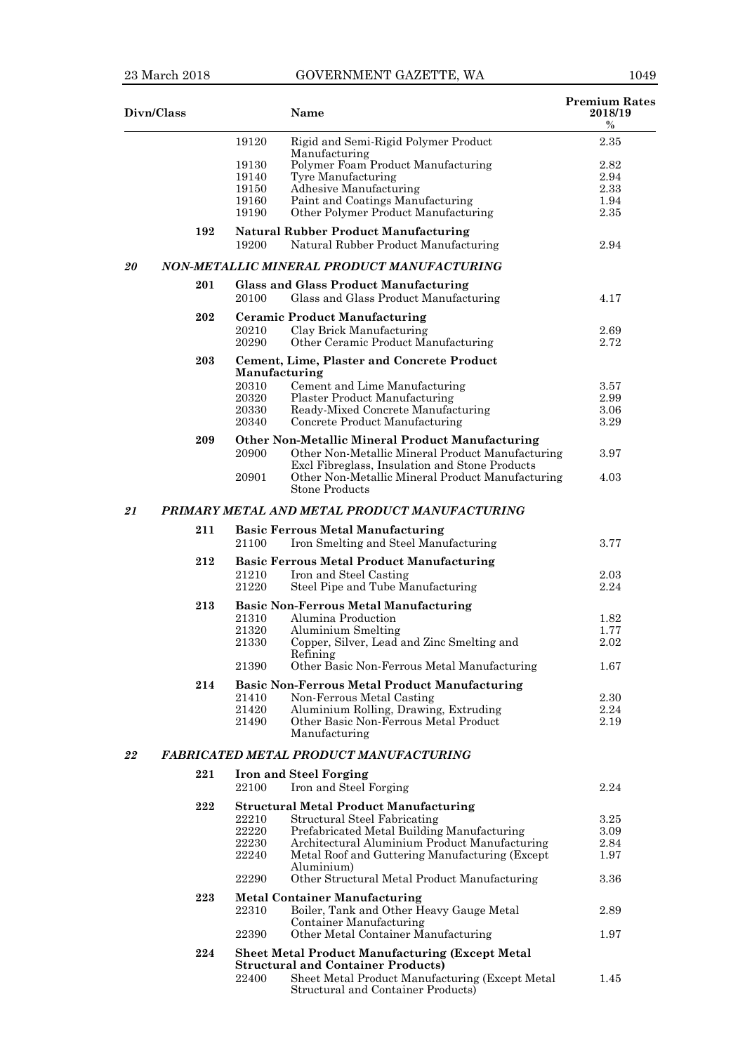| Divn/Class | | | Name | Premium Rates 2018/19 % |
|---|---|---|---|---|
| | | 19120 | Rigid and Semi-Rigid Polymer Product Manufacturing | 2.35 |
| | | 19130 | Polymer Foam Product Manufacturing | 2.82 |
| | | 19140 | Tyre Manufacturing | 2.94 |
| | | 19150 | Adhesive Manufacturing | 2.33 |
| | | 19160 | Paint and Coatings Manufacturing | 1.94 |
| | | 19190 | Other Polymer Product Manufacturing | 2.35 |
| | 192 | | **Natural Rubber Product Manufacturing** | |
| | | 19200 | Natural Rubber Product Manufacturing | 2.94 |
| ***20*** | | | ***NON-METALLIC MINERAL PRODUCT MANUFACTURING*** | |
| | 201 | | **Glass and Glass Product Manufacturing** | |
| | | 20100 | Glass and Glass Product Manufacturing | 4.17 |
| | 202 | | **Ceramic Product Manufacturing** | |
| | | 20210 | Clay Brick Manufacturing | 2.69 |
| | | 20290 | Other Ceramic Product Manufacturing | 2.72 |
| | 203 | | **Cement, Lime, Plaster and Concrete Product Manufacturing** | |
| | | 20310 | Cement and Lime Manufacturing | 3.57 |
| | | 20320 | Plaster Product Manufacturing | 2.99 |
| | | 20330 | Ready-Mixed Concrete Manufacturing | 3.06 |
| | | 20340 | Concrete Product Manufacturing | 3.29 |
| | 209 | | **Other Non-Metallic Mineral Product Manufacturing** | |
| | | 20900 | Other Non-Metallic Mineral Product Manufacturing Excl Fibreglass, Insulation and Stone Products | 3.97 |
| | | 20901 | Other Non-Metallic Mineral Product Manufacturing Stone Products | 4.03 |
| ***21*** | | | ***PRIMARY METAL AND METAL PRODUCT MANUFACTURING*** | |
| | 211 | | **Basic Ferrous Metal Manufacturing** | |
| | | 21100 | Iron Smelting and Steel Manufacturing | 3.77 |
| | 212 | | **Basic Ferrous Metal Product Manufacturing** | |
| | | 21210 | Iron and Steel Casting | 2.03 |
| | | 21220 | Steel Pipe and Tube Manufacturing | 2.24 |
| | 213 | | **Basic Non-Ferrous Metal Manufacturing** | |
| | | 21310 | Alumina Production | 1.82 |
| | | 21320 | Aluminium Smelting | 1.77 |
| | | 21330 | Copper, Silver, Lead and Zinc Smelting and Refining | 2.02 |
| | | 21390 | Other Basic Non-Ferrous Metal Manufacturing | 1.67 |
| | 214 | | **Basic Non-Ferrous Metal Product Manufacturing** | |
| | | 21410 | Non-Ferrous Metal Casting | 2.30 |
| | | 21420 | Aluminium Rolling, Drawing, Extruding | 2.24 |
| | | 21490 | Other Basic Non-Ferrous Metal Product Manufacturing | 2.19 |
| ***22*** | | | ***FABRICATED METAL PRODUCT MANUFACTURING*** | |
| | 221 | | **Iron and Steel Forging** | |
| | | 22100 | Iron and Steel Forging | 2.24 |
| | 222 | | **Structural Metal Product Manufacturing** | |
| | | 22210 | Structural Steel Fabricating | 3.25 |
| | | 22220 | Prefabricated Metal Building Manufacturing | 3.09 |
| | | 22230 | Architectural Aluminium Product Manufacturing | 2.84 |
| | | 22240 | Metal Roof and Guttering Manufacturing (Except Aluminium) | 1.97 |
| | | 22290 | Other Structural Metal Product Manufacturing | 3.36 |
| | 223 | | **Metal Container Manufacturing** | |
| | | 22310 | Boiler, Tank and Other Heavy Gauge Metal Container Manufacturing | 2.89 |
| | | 22390 | Other Metal Container Manufacturing | 1.97 |
| | 224 | | **Sheet Metal Product Manufacturing (Except Metal Structural and Container Products)** | |
| | | 22400 | Sheet Metal Product Manufacturing (Except Metal Structural and Container Products) | 1.45 |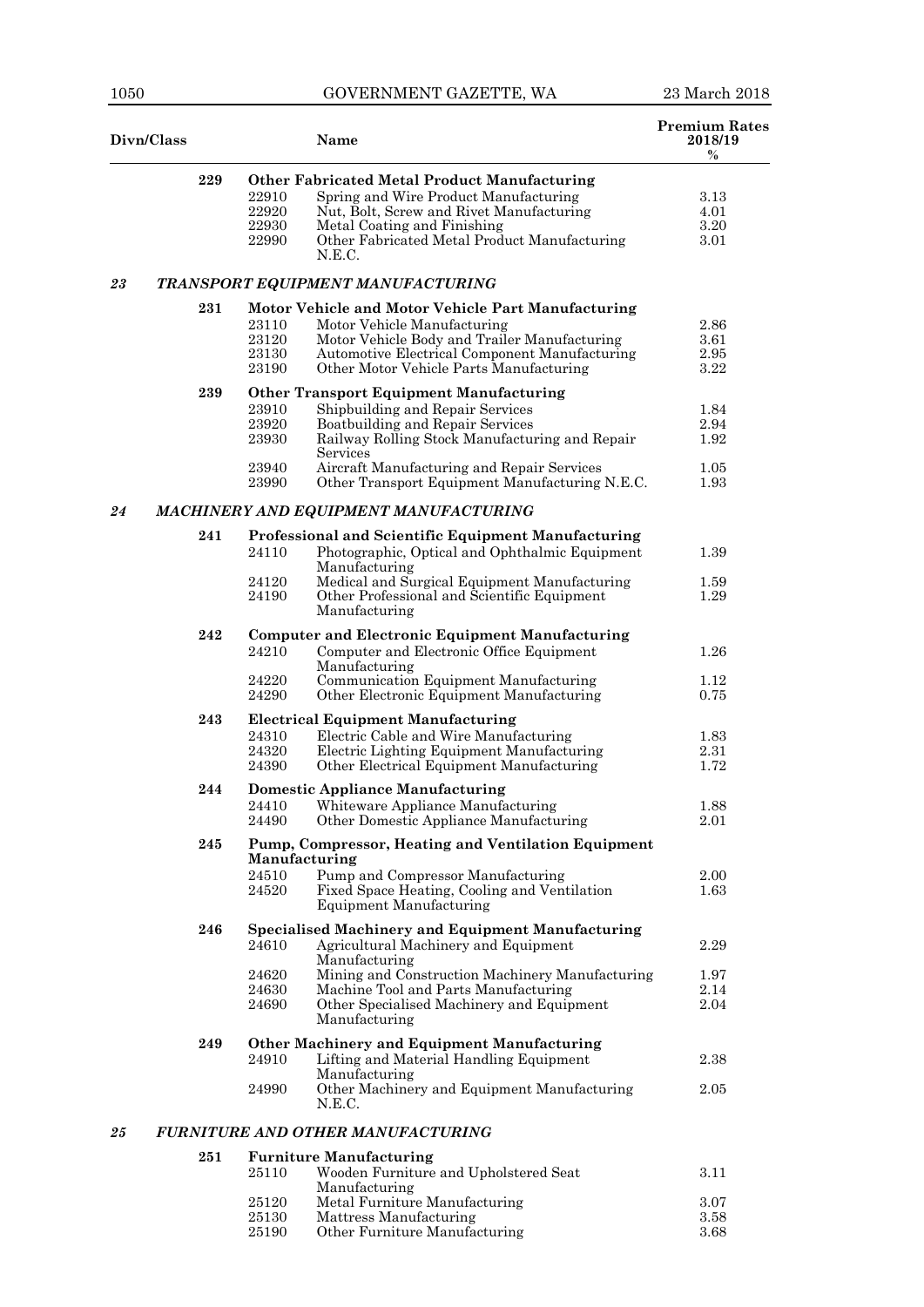| Divn/Class | | | Name | Premium Rates 2018/19 % |
|---|---|---|---|---|
| | 229 | | **Other Fabricated Metal Product Manufacturing** | |
| | | 22910 | Spring and Wire Product Manufacturing | 3.13 |
| | | 22920 | Nut, Bolt, Screw and Rivet Manufacturing | 4.01 |
| | | 22930 | Metal Coating and Finishing | 3.20 |
| | | 22990 | Other Fabricated Metal Product Manufacturing N.E.C. | 3.01 |
| ***23*** | | | ***TRANSPORT EQUIPMENT MANUFACTURING*** | |
| | 231 | | **Motor Vehicle and Motor Vehicle Part Manufacturing** | |
| | | 23110 | Motor Vehicle Manufacturing | 2.86 |
| | | 23120 | Motor Vehicle Body and Trailer Manufacturing | 3.61 |
| | | 23130 | Automotive Electrical Component Manufacturing | 2.95 |
| | | 23190 | Other Motor Vehicle Parts Manufacturing | 3.22 |
| | 239 | | **Other Transport Equipment Manufacturing** | |
| | | 23910 | Shipbuilding and Repair Services | 1.84 |
| | | 23920 | Boatbuilding and Repair Services | 2.94 |
| | | 23930 | Railway Rolling Stock Manufacturing and Repair Services | 1.92 |
| | | 23940 | Aircraft Manufacturing and Repair Services | 1.05 |
| | | 23990 | Other Transport Equipment Manufacturing N.E.C. | 1.93 |
| ***24*** | | | ***MACHINERY AND EQUIPMENT MANUFACTURING*** | |
| | 241 | | **Professional and Scientific Equipment Manufacturing** | |
| | | 24110 | Photographic, Optical and Ophthalmic Equipment Manufacturing | 1.39 |
| | | 24120 | Medical and Surgical Equipment Manufacturing | 1.59 |
| | | 24190 | Other Professional and Scientific Equipment Manufacturing | 1.29 |
| | 242 | | **Computer and Electronic Equipment Manufacturing** | |
| | | 24210 | Computer and Electronic Office Equipment Manufacturing | 1.26 |
| | | 24220 | Communication Equipment Manufacturing | 1.12 |
| | | 24290 | Other Electronic Equipment Manufacturing | 0.75 |
| | 243 | | **Electrical Equipment Manufacturing** | |
| | | 24310 | Electric Cable and Wire Manufacturing | 1.83 |
| | | 24320 | Electric Lighting Equipment Manufacturing | 2.31 |
| | | 24390 | Other Electrical Equipment Manufacturing | 1.72 |
| | 244 | | **Domestic Appliance Manufacturing** | |
| | | 24410 | Whiteware Appliance Manufacturing | 1.88 |
| | | 24490 | Other Domestic Appliance Manufacturing | 2.01 |
| | 245 | | **Pump, Compressor, Heating and Ventilation Equipment Manufacturing** | |
| | | 24510 | Pump and Compressor Manufacturing | 2.00 |
| | | 24520 | Fixed Space Heating, Cooling and Ventilation Equipment Manufacturing | 1.63 |
| | 246 | | **Specialised Machinery and Equipment Manufacturing** | |
| | | 24610 | Agricultural Machinery and Equipment Manufacturing | 2.29 |
| | | 24620 | Mining and Construction Machinery Manufacturing | 1.97 |
| | | 24630 | Machine Tool and Parts Manufacturing | 2.14 |
| | | 24690 | Other Specialised Machinery and Equipment Manufacturing | 2.04 |
| | 249 | | **Other Machinery and Equipment Manufacturing** | |
| | | 24910 | Lifting and Material Handling Equipment Manufacturing | 2.38 |
| | | 24990 | Other Machinery and Equipment Manufacturing N.E.C. | 2.05 |
| ***25*** | | | ***FURNITURE AND OTHER MANUFACTURING*** | |
| | 251 | | **Furniture Manufacturing** | |
| | | 25110 | Wooden Furniture and Upholstered Seat Manufacturing | 3.11 |
| | | 25120 | Metal Furniture Manufacturing | 3.07 |
| | | 25130 | Mattress Manufacturing | 3.58 |
| | | 25190 | Other Furniture Manufacturing | 3.68 |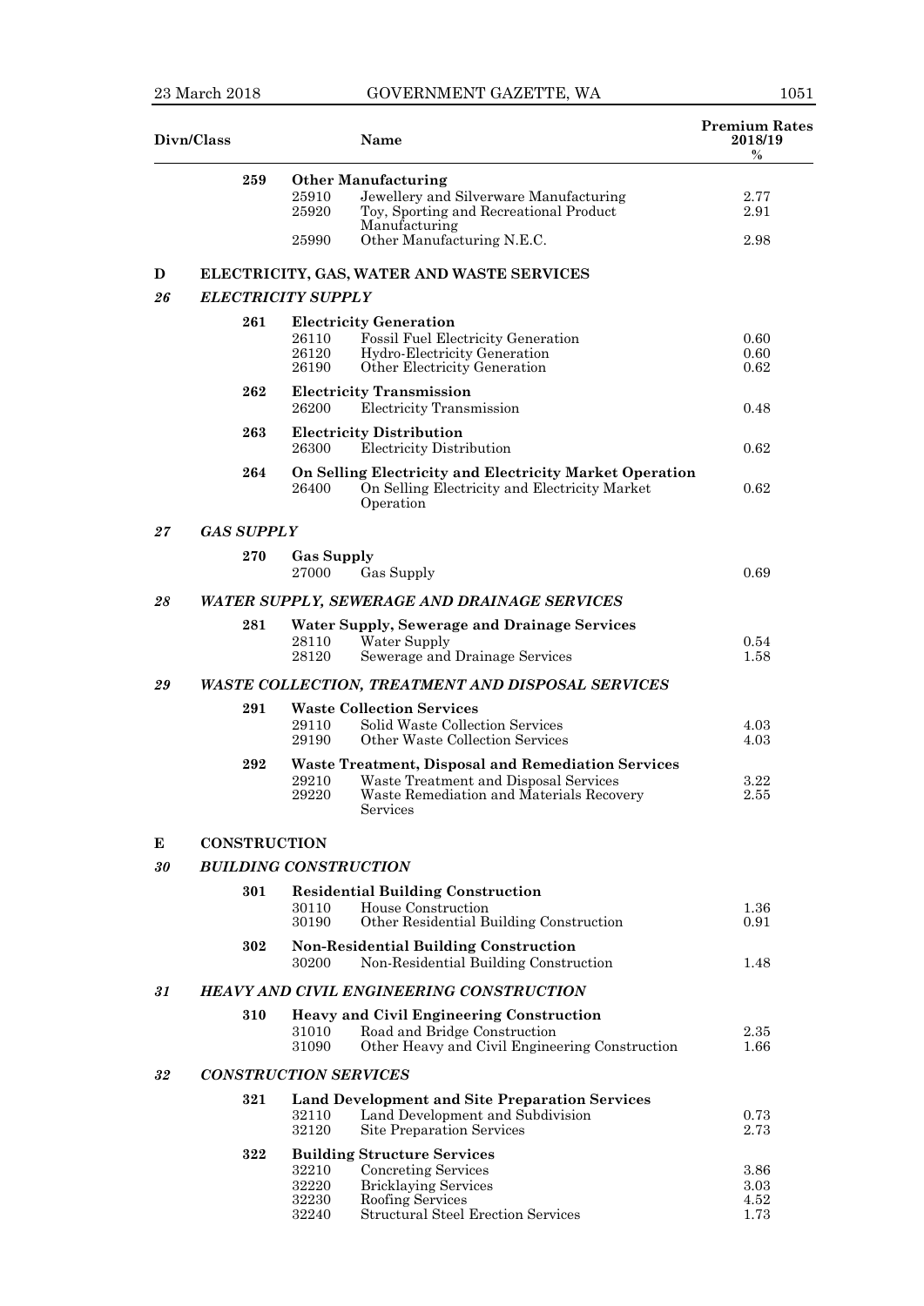| Divn/Class | | | Name | Premium Rates 2018/19 % |
|---|---|---|---|---|
| | 259 | | **Other Manufacturing** | |
| | | 25910 | Jewellery and Silverware Manufacturing | 2.77 |
| | | 25920 | Toy, Sporting and Recreational Product Manufacturing | 2.91 |
| | | 25990 | Other Manufacturing N.E.C. | 2.98 |
| **D** | | | **ELECTRICITY, GAS, WATER AND WASTE SERVICES** | |
| ***26*** | | | ***ELECTRICITY SUPPLY*** | |
| | 261 | | **Electricity Generation** | |
| | | 26110 | Fossil Fuel Electricity Generation | 0.60 |
| | | 26120 | Hydro-Electricity Generation | 0.60 |
| | | 26190 | Other Electricity Generation | 0.62 |
| | 262 | | **Electricity Transmission** | |
| | | 26200 | Electricity Transmission | 0.48 |
| | 263 | | **Electricity Distribution** | |
| | | 26300 | Electricity Distribution | 0.62 |
| | 264 | | **On Selling Electricity and Electricity Market Operation** | |
| | | 26400 | On Selling Electricity and Electricity Market Operation | 0.62 |
| ***27*** | | | ***GAS SUPPLY*** | |
| | 270 | | **Gas Supply** | |
| | | 27000 | Gas Supply | 0.69 |
| ***28*** | | | ***WATER SUPPLY, SEWERAGE AND DRAINAGE SERVICES*** | |
| | 281 | | **Water Supply, Sewerage and Drainage Services** | |
| | | 28110 | Water Supply | 0.54 |
| | | 28120 | Sewerage and Drainage Services | 1.58 |
| ***29*** | | | ***WASTE COLLECTION, TREATMENT AND DISPOSAL SERVICES*** | |
| | 291 | | **Waste Collection Services** | |
| | | 29110 | Solid Waste Collection Services | 4.03 |
| | | 29190 | Other Waste Collection Services | 4.03 |
| | 292 | | **Waste Treatment, Disposal and Remediation Services** | |
| | | 29210 | Waste Treatment and Disposal Services | 3.22 |
| | | 29220 | Waste Remediation and Materials Recovery Services | 2.55 |
| **E** | | | **CONSTRUCTION** | |
| ***30*** | | | ***BUILDING CONSTRUCTION*** | |
| | 301 | | **Residential Building Construction** | |
| | | 30110 | House Construction | 1.36 |
| | | 30190 | Other Residential Building Construction | 0.91 |
| | 302 | | **Non-Residential Building Construction** | |
| | | 30200 | Non-Residential Building Construction | 1.48 |
| ***31*** | | | ***HEAVY AND CIVIL ENGINEERING CONSTRUCTION*** | |
| | 310 | | **Heavy and Civil Engineering Construction** | |
| | | 31010 | Road and Bridge Construction | 2.35 |
| | | 31090 | Other Heavy and Civil Engineering Construction | 1.66 |
| ***32*** | | | ***CONSTRUCTION SERVICES*** | |
| | 321 | | **Land Development and Site Preparation Services** | |
| | | 32110 | Land Development and Subdivision | 0.73 |
| | | 32120 | Site Preparation Services | 2.73 |
| | 322 | | **Building Structure Services** | |
| | | 32210 | Concreting Services | 3.86 |
| | | 32220 | Bricklaying Services | 3.03 |
| | | 32230 | Roofing Services | 4.52 |
| | | 32240 | Structural Steel Erection Services | 1.73 |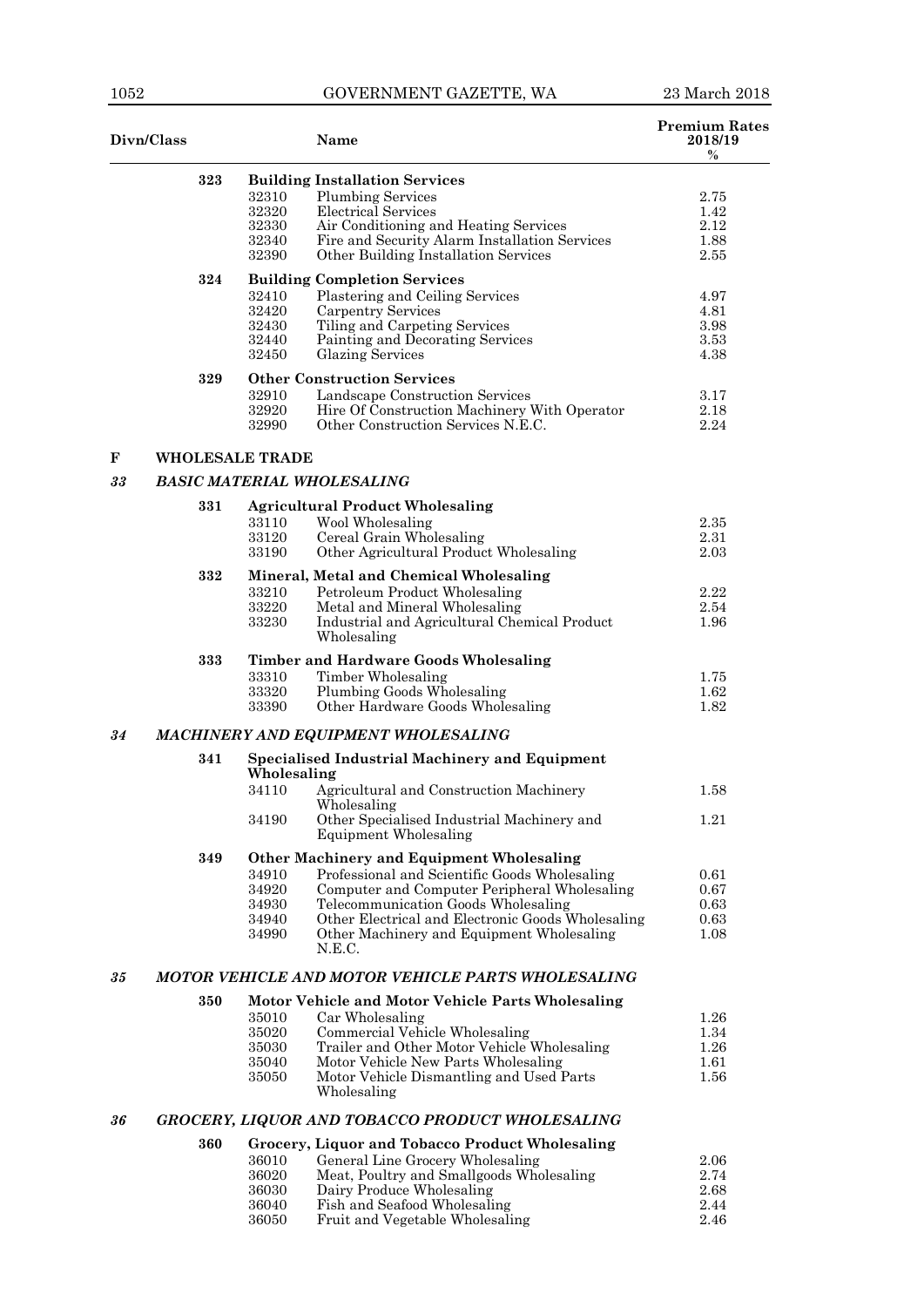| Divn/Class | | | Name | Premium Rates 2018/19 % |
|---|---|---|---|---|
| | 323 | | **Building Installation Services** | |
| | | 32310 | Plumbing Services | 2.75 |
| | | 32320 | Electrical Services | 1.42 |
| | | 32330 | Air Conditioning and Heating Services | 2.12 |
| | | 32340 | Fire and Security Alarm Installation Services | 1.88 |
| | | 32390 | Other Building Installation Services | 2.55 |
| | 324 | | **Building Completion Services** | |
| | | 32410 | Plastering and Ceiling Services | 4.97 |
| | | 32420 | Carpentry Services | 4.81 |
| | | 32430 | Tiling and Carpeting Services | 3.98 |
| | | 32440 | Painting and Decorating Services | 3.53 |
| | | 32450 | Glazing Services | 4.38 |
| | 329 | | **Other Construction Services** | |
| | | 32910 | Landscape Construction Services | 3.17 |
| | | 32920 | Hire Of Construction Machinery With Operator | 2.18 |
| | | 32990 | Other Construction Services N.E.C. | 2.24 |
| **F** | **WHOLESALE TRADE** | | | |
| ***33*** | ***BASIC MATERIAL WHOLESALING*** | | | |
| | 331 | | **Agricultural Product Wholesaling** | |
| | | 33110 | Wool Wholesaling | 2.35 |
| | | 33120 | Cereal Grain Wholesaling | 2.31 |
| | | 33190 | Other Agricultural Product Wholesaling | 2.03 |
| | 332 | | **Mineral, Metal and Chemical Wholesaling** | |
| | | 33210 | Petroleum Product Wholesaling | 2.22 |
| | | 33220 | Metal and Mineral Wholesaling | 2.54 |
| | | 33230 | Industrial and Agricultural Chemical Product Wholesaling | 1.96 |
| | 333 | | **Timber and Hardware Goods Wholesaling** | |
| | | 33310 | Timber Wholesaling | 1.75 |
| | | 33320 | Plumbing Goods Wholesaling | 1.62 |
| | | 33390 | Other Hardware Goods Wholesaling | 1.82 |
| ***34*** | ***MACHINERY AND EQUIPMENT WHOLESALING*** | | | |
| | 341 | | **Specialised Industrial Machinery and Equipment Wholesaling** | |
| | | 34110 | Agricultural and Construction Machinery Wholesaling | 1.58 |
| | | 34190 | Other Specialised Industrial Machinery and Equipment Wholesaling | 1.21 |
| | 349 | | **Other Machinery and Equipment Wholesaling** | |
| | | 34910 | Professional and Scientific Goods Wholesaling | 0.61 |
| | | 34920 | Computer and Computer Peripheral Wholesaling | 0.67 |
| | | 34930 | Telecommunication Goods Wholesaling | 0.63 |
| | | 34940 | Other Electrical and Electronic Goods Wholesaling | 0.63 |
| | | 34990 | Other Machinery and Equipment Wholesaling N.E.C. | 1.08 |
| ***35*** | ***MOTOR VEHICLE AND MOTOR VEHICLE PARTS WHOLESALING*** | | | |
| | 350 | | **Motor Vehicle and Motor Vehicle Parts Wholesaling** | |
| | | 35010 | Car Wholesaling | 1.26 |
| | | 35020 | Commercial Vehicle Wholesaling | 1.34 |
| | | 35030 | Trailer and Other Motor Vehicle Wholesaling | 1.26 |
| | | 35040 | Motor Vehicle New Parts Wholesaling | 1.61 |
| | | 35050 | Motor Vehicle Dismantling and Used Parts Wholesaling | 1.56 |
| ***36*** | ***GROCERY, LIQUOR AND TOBACCO PRODUCT WHOLESALING*** | | | |
| | 360 | | **Grocery, Liquor and Tobacco Product Wholesaling** | |
| | | 36010 | General Line Grocery Wholesaling | 2.06 |
| | | 36020 | Meat, Poultry and Smallgoods Wholesaling | 2.74 |
| | | 36030 | Dairy Produce Wholesaling | 2.68 |
| | | 36040 | Fish and Seafood Wholesaling | 2.44 |
| | | 36050 | Fruit and Vegetable Wholesaling | 2.46 |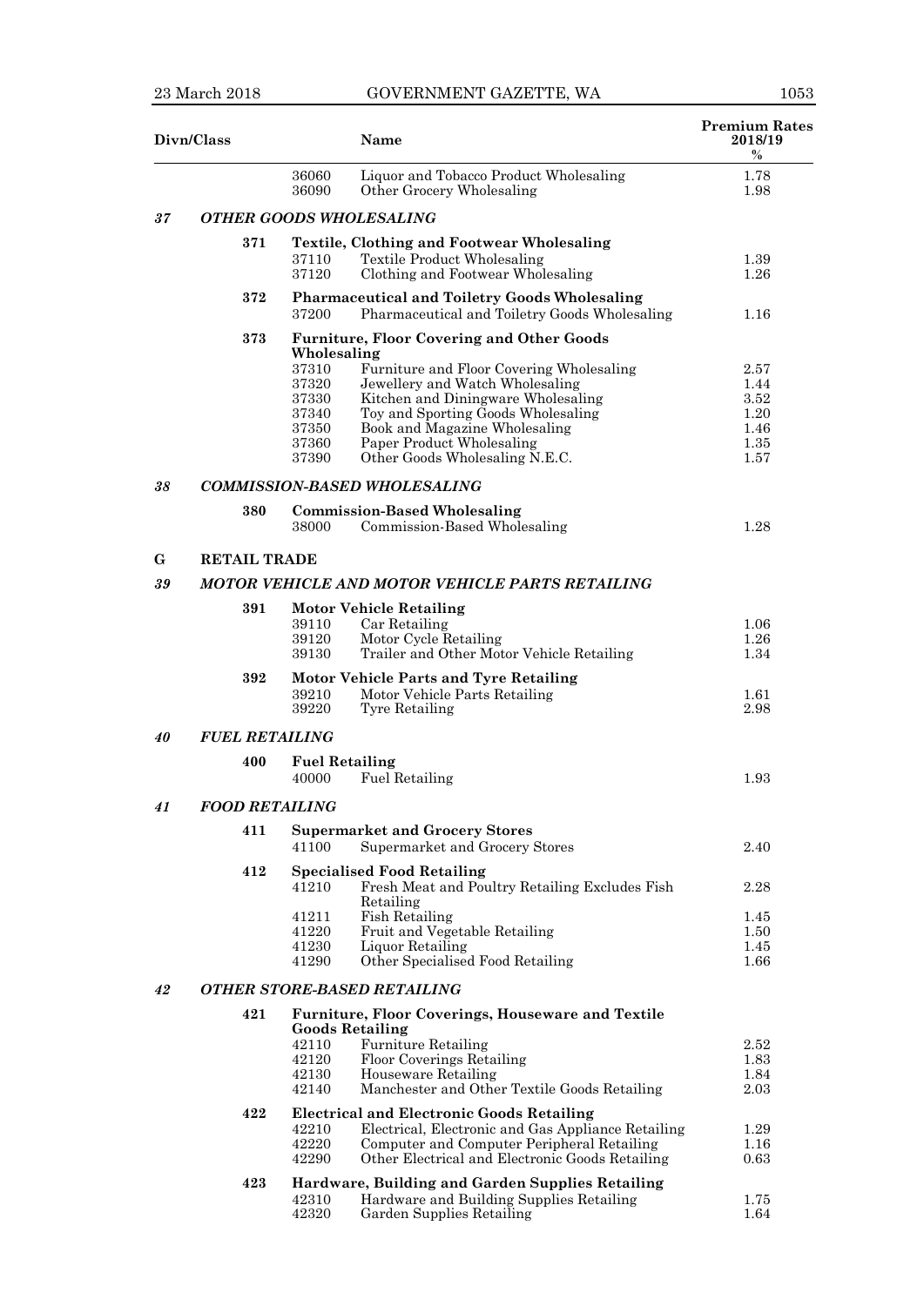| Divn/Class | | | Name | Premium Rates 2018/19 % |
|---|---|---|---|---|
| | | 36060 | Liquor and Tobacco Product Wholesaling | 1.78 |
| | | 36090 | Other Grocery Wholesaling | 1.98 |
| *37* | | | ***OTHER GOODS WHOLESALING*** | |
| | **371** | | **Textile, Clothing and Footwear Wholesaling** | |
| | | 37110 | Textile Product Wholesaling | 1.39 |
| | | 37120 | Clothing and Footwear Wholesaling | 1.26 |
| | **372** | | **Pharmaceutical and Toiletry Goods Wholesaling** | |
| | | 37200 | Pharmaceutical and Toiletry Goods Wholesaling | 1.16 |
| | **373** | | **Furniture, Floor Covering and Other Goods Wholesaling** | |
| | | 37310 | Furniture and Floor Covering Wholesaling | 2.57 |
| | | 37320 | Jewellery and Watch Wholesaling | 1.44 |
| | | 37330 | Kitchen and Diningware Wholesaling | 3.52 |
| | | 37340 | Toy and Sporting Goods Wholesaling | 1.20 |
| | | 37350 | Book and Magazine Wholesaling | 1.46 |
| | | 37360 | Paper Product Wholesaling | 1.35 |
| | | 37390 | Other Goods Wholesaling N.E.C. | 1.57 |
| *38* | | | ***COMMISSION-BASED WHOLESALING*** | |
| | **380** | | **Commission-Based Wholesaling** | |
| | | 38000 | Commission-Based Wholesaling | 1.28 |
| **G** | **RETAIL TRADE** | | | |
| *39* | | | ***MOTOR VEHICLE AND MOTOR VEHICLE PARTS RETAILING*** | |
| | **391** | | **Motor Vehicle Retailing** | |
| | | 39110 | Car Retailing | 1.06 |
| | | 39120 | Motor Cycle Retailing | 1.26 |
| | | 39130 | Trailer and Other Motor Vehicle Retailing | 1.34 |
| | **392** | | **Motor Vehicle Parts and Tyre Retailing** | |
| | | 39210 | Motor Vehicle Parts Retailing | 1.61 |
| | | 39220 | Tyre Retailing | 2.98 |
| *40* | ***FUEL RETAILING*** | | | |
| | **400** | | **Fuel Retailing** | |
| | | 40000 | Fuel Retailing | 1.93 |
| *41* | ***FOOD RETAILING*** | | | |
| | **411** | | **Supermarket and Grocery Stores** | |
| | | 41100 | Supermarket and Grocery Stores | 2.40 |
| | **412** | | **Specialised Food Retailing** | |
| | | 41210 | Fresh Meat and Poultry Retailing Excludes Fish Retailing | 2.28 |
| | | 41211 | Fish Retailing | 1.45 |
| | | 41220 | Fruit and Vegetable Retailing | 1.50 |
| | | 41230 | Liquor Retailing | 1.45 |
| | | 41290 | Other Specialised Food Retailing | 1.66 |
| *42* | | | ***OTHER STORE-BASED RETAILING*** | |
| | **421** | | **Furniture, Floor Coverings, Houseware and Textile Goods Retailing** | |
| | | 42110 | Furniture Retailing | 2.52 |
| | | 42120 | Floor Coverings Retailing | 1.83 |
| | | 42130 | Houseware Retailing | 1.84 |
| | | 42140 | Manchester and Other Textile Goods Retailing | 2.03 |
| | **422** | | **Electrical and Electronic Goods Retailing** | |
| | | 42210 | Electrical, Electronic and Gas Appliance Retailing | 1.29 |
| | | 42220 | Computer and Computer Peripheral Retailing | 1.16 |
| | | 42290 | Other Electrical and Electronic Goods Retailing | 0.63 |
| | **423** | | **Hardware, Building and Garden Supplies Retailing** | |
| | | 42310 | Hardware and Building Supplies Retailing | 1.75 |
| | | 42320 | Garden Supplies Retailing | 1.64 |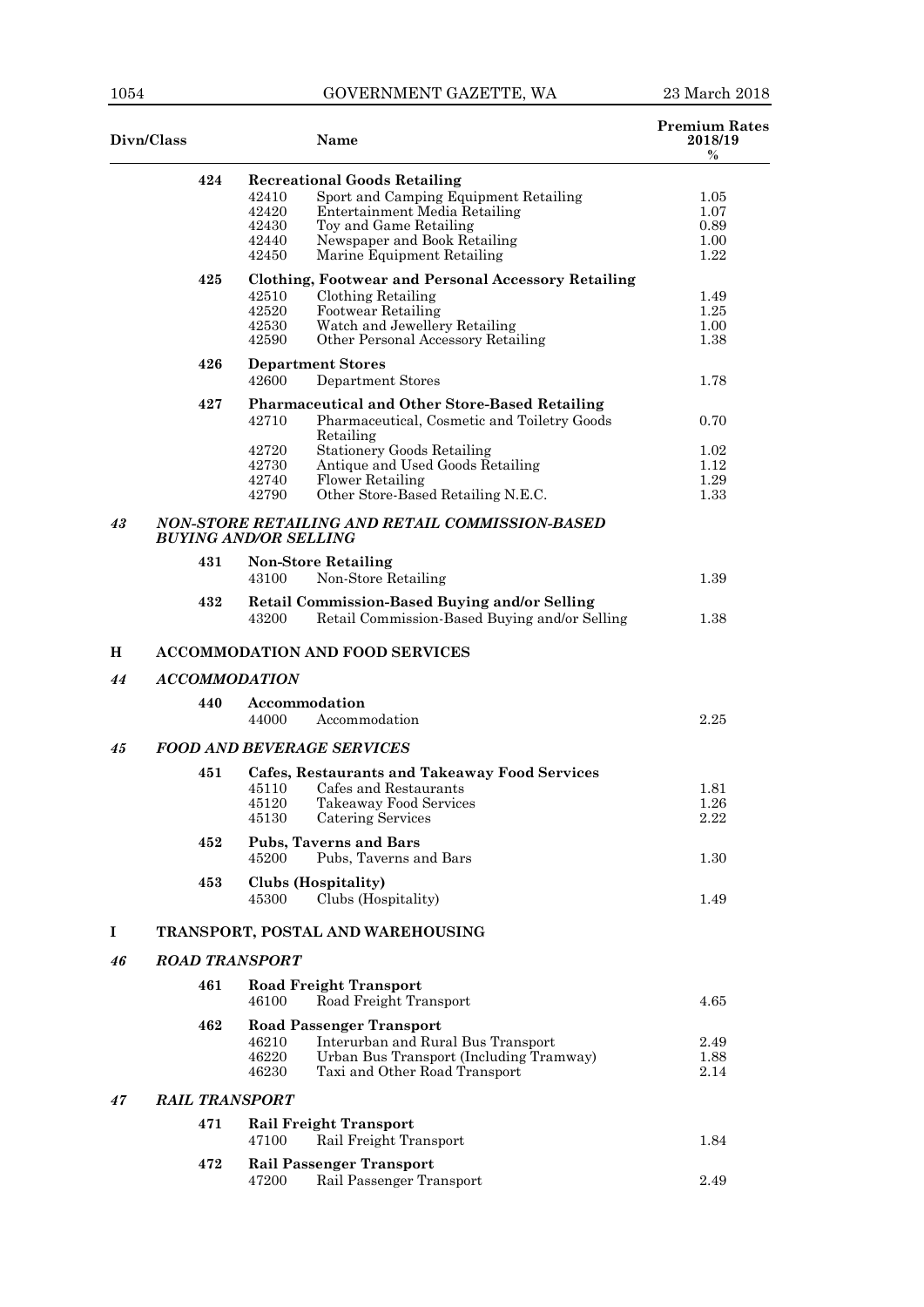| Divn/Class | | | Name | Premium Rates 2018/19 % |
|---|---|---|---|---|
| | 424 | | **Recreational Goods Retailing** | |
| | | 42410 | Sport and Camping Equipment Retailing | 1.05 |
| | | 42420 | Entertainment Media Retailing | 1.07 |
| | | 42430 | Toy and Game Retailing | 0.89 |
| | | 42440 | Newspaper and Book Retailing | 1.00 |
| | | 42450 | Marine Equipment Retailing | 1.22 |
| | 425 | | **Clothing, Footwear and Personal Accessory Retailing** | |
| | | 42510 | Clothing Retailing | 1.49 |
| | | 42520 | Footwear Retailing | 1.25 |
| | | 42530 | Watch and Jewellery Retailing | 1.00 |
| | | 42590 | Other Personal Accessory Retailing | 1.38 |
| | 426 | | **Department Stores** | |
| | | 42600 | Department Stores | 1.78 |
| | 427 | | **Pharmaceutical and Other Store-Based Retailing** | |
| | | 42710 | Pharmaceutical, Cosmetic and Toiletry Goods Retailing | 0.70 |
| | | 42720 | Stationery Goods Retailing | 1.02 |
| | | 42730 | Antique and Used Goods Retailing | 1.12 |
| | | 42740 | Flower Retailing | 1.29 |
| | | 42790 | Other Store-Based Retailing N.E.C. | 1.33 |
| ***43*** | ***NON-STORE RETAILING AND RETAIL COMMISSION-BASED BUYING AND/OR SELLING*** | | | |
| | 431 | | **Non-Store Retailing** | |
| | | 43100 | Non-Store Retailing | 1.39 |
| | 432 | | **Retail Commission-Based Buying and/or Selling** | |
| | | 43200 | Retail Commission-Based Buying and/or Selling | 1.38 |
| **H** | **ACCOMMODATION AND FOOD SERVICES** | | | |
| ***44*** | ***ACCOMMODATION*** | | | |
| | 440 | | **Accommodation** | |
| | | 44000 | Accommodation | 2.25 |
| ***45*** | ***FOOD AND BEVERAGE SERVICES*** | | | |
| | 451 | | **Cafes, Restaurants and Takeaway Food Services** | |
| | | 45110 | Cafes and Restaurants | 1.81 |
| | | 45120 | Takeaway Food Services | 1.26 |
| | | 45130 | Catering Services | 2.22 |
| | 452 | | **Pubs, Taverns and Bars** | |
| | | 45200 | Pubs, Taverns and Bars | 1.30 |
| | 453 | | **Clubs (Hospitality)** | |
| | | 45300 | Clubs (Hospitality) | 1.49 |
| **I** | **TRANSPORT, POSTAL AND WAREHOUSING** | | | |
| ***46*** | ***ROAD TRANSPORT*** | | | |
| | 461 | | **Road Freight Transport** | |
| | | 46100 | Road Freight Transport | 4.65 |
| | 462 | | **Road Passenger Transport** | |
| | | 46210 | Interurban and Rural Bus Transport | 2.49 |
| | | 46220 | Urban Bus Transport (Including Tramway) | 1.88 |
| | | 46230 | Taxi and Other Road Transport | 2.14 |
| ***47*** | ***RAIL TRANSPORT*** | | | |
| | 471 | | **Rail Freight Transport** | |
| | | 47100 | Rail Freight Transport | 1.84 |
| | 472 | | **Rail Passenger Transport** | |
| | | 47200 | Rail Passenger Transport | 2.49 |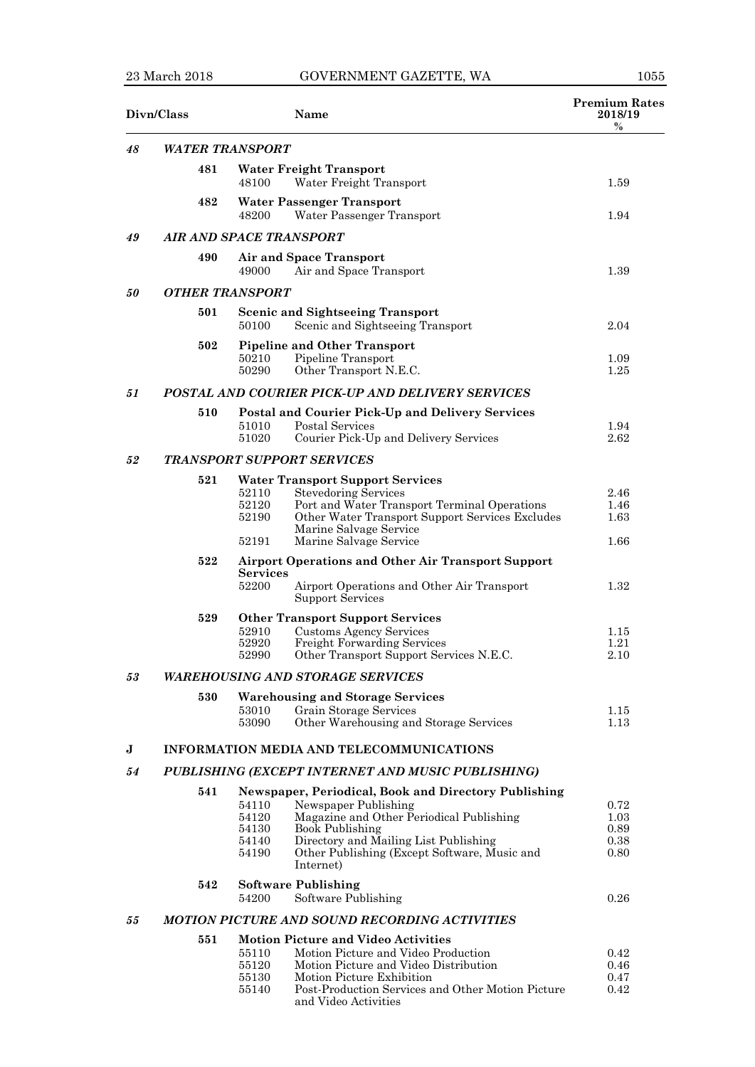| Divn/Class | | | Name | Premium Rates 2018/19 % |
|---|---|---|---|---|
| *48* | | | ***WATER TRANSPORT*** | |
| | **481** | | **Water Freight Transport** | |
| | | 48100 | Water Freight Transport | 1.59 |
| | **482** | | **Water Passenger Transport** | |
| | | 48200 | Water Passenger Transport | 1.94 |
| *49* | | | ***AIR AND SPACE TRANSPORT*** | |
| | **490** | | **Air and Space Transport** | |
| | | 49000 | Air and Space Transport | 1.39 |
| *50* | | | ***OTHER TRANSPORT*** | |
| | **501** | | **Scenic and Sightseeing Transport** | |
| | | 50100 | Scenic and Sightseeing Transport | 2.04 |
| | **502** | | **Pipeline and Other Transport** | |
| | | 50210 | Pipeline Transport | 1.09 |
| | | 50290 | Other Transport N.E.C. | 1.25 |
| *51* | | | ***POSTAL AND COURIER PICK-UP AND DELIVERY SERVICES*** | |
| | **510** | | **Postal and Courier Pick-Up and Delivery Services** | |
| | | 51010 | Postal Services | 1.94 |
| | | 51020 | Courier Pick-Up and Delivery Services | 2.62 |
| *52* | | | ***TRANSPORT SUPPORT SERVICES*** | |
| | **521** | | **Water Transport Support Services** | |
| | | 52110 | Stevedoring Services | 2.46 |
| | | 52120 | Port and Water Transport Terminal Operations | 1.46 |
| | | 52190 | Other Water Transport Support Services Excludes Marine Salvage Service | 1.63 |
| | | 52191 | Marine Salvage Service | 1.66 |
| | **522** | | **Airport Operations and Other Air Transport Support Services** | |
| | | 52200 | Airport Operations and Other Air Transport Support Services | 1.32 |
| | **529** | | **Other Transport Support Services** | |
| | | 52910 | Customs Agency Services | 1.15 |
| | | 52920 | Freight Forwarding Services | 1.21 |
| | | 52990 | Other Transport Support Services N.E.C. | 2.10 |
| *53* | | | ***WAREHOUSING AND STORAGE SERVICES*** | |
| | **530** | | **Warehousing and Storage Services** | |
| | | 53010 | Grain Storage Services | 1.15 |
| | | 53090 | Other Warehousing and Storage Services | 1.13 |
| **J** | | | **INFORMATION MEDIA AND TELECOMMUNICATIONS** | |
| *54* | | | ***PUBLISHING (EXCEPT INTERNET AND MUSIC PUBLISHING)*** | |
| | **541** | | **Newspaper, Periodical, Book and Directory Publishing** | |
| | | 54110 | Newspaper Publishing | 0.72 |
| | | 54120 | Magazine and Other Periodical Publishing | 1.03 |
| | | 54130 | Book Publishing | 0.89 |
| | | 54140 | Directory and Mailing List Publishing | 0.38 |
| | | 54190 | Other Publishing (Except Software, Music and Internet) | 0.80 |
| | **542** | | **Software Publishing** | |
| | | 54200 | Software Publishing | 0.26 |
| *55* | | | ***MOTION PICTURE AND SOUND RECORDING ACTIVITIES*** | |
| | **551** | | **Motion Picture and Video Activities** | |
| | | 55110 | Motion Picture and Video Production | 0.42 |
| | | 55120 | Motion Picture and Video Distribution | 0.46 |
| | | 55130 | Motion Picture Exhibition | 0.47 |
| | | 55140 | Post-Production Services and Other Motion Picture and Video Activities | 0.42 |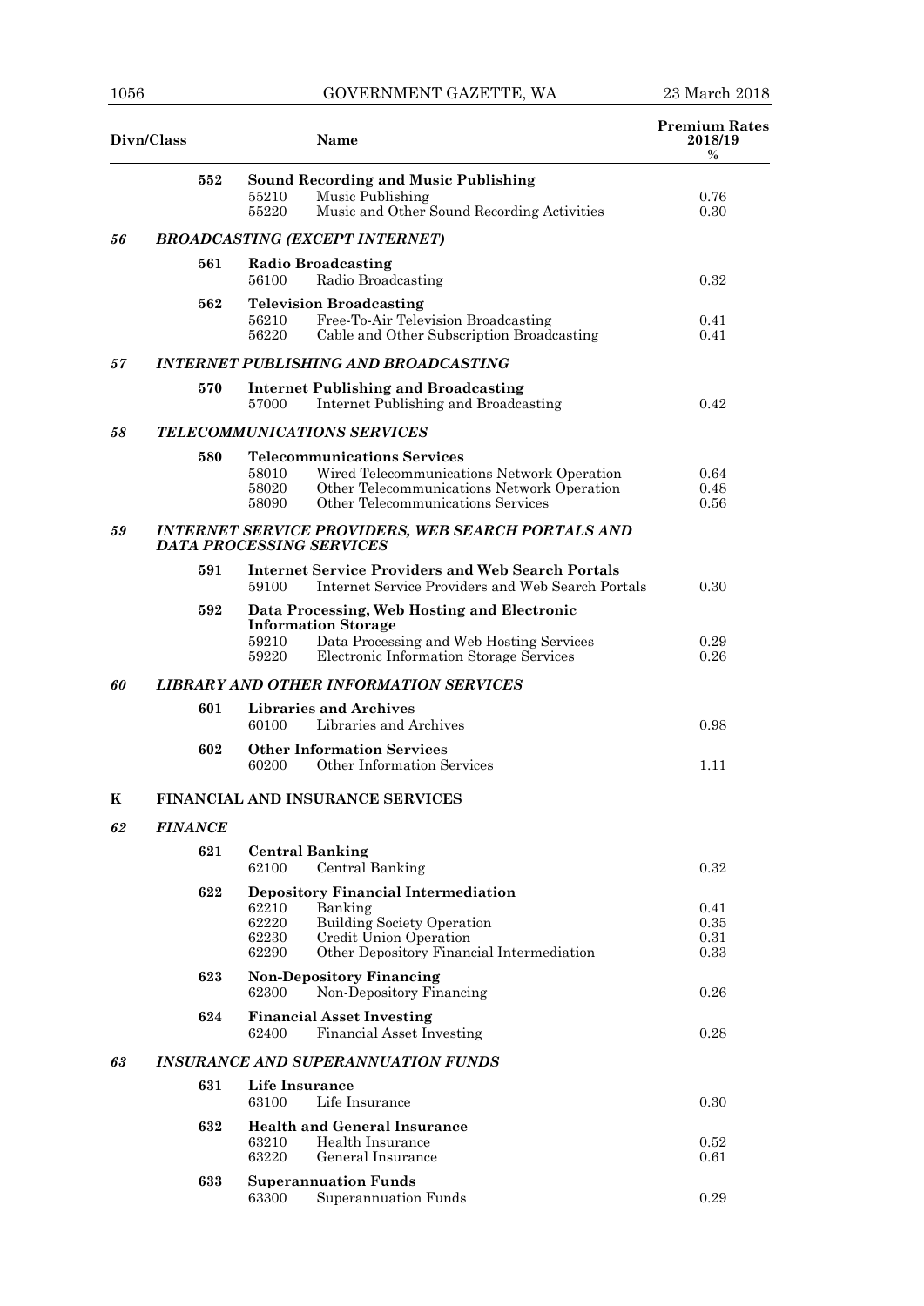| Divn/Class | | | Name | Premium Rates 2018/19 % |
|---|---|---|---|---|
| | 552 | | **Sound Recording and Music Publishing** | |
| | | 55210 | Music Publishing | 0.76 |
| | | 55220 | Music and Other Sound Recording Activities | 0.30 |
| ***56*** | | | ***BROADCASTING (EXCEPT INTERNET)*** | |
| | 561 | | **Radio Broadcasting** | |
| | | 56100 | Radio Broadcasting | 0.32 |
| | 562 | | **Television Broadcasting** | |
| | | 56210 | Free-To-Air Television Broadcasting | 0.41 |
| | | 56220 | Cable and Other Subscription Broadcasting | 0.41 |
| ***57*** | | | ***INTERNET PUBLISHING AND BROADCASTING*** | |
| | 570 | | **Internet Publishing and Broadcasting** | |
| | | 57000 | Internet Publishing and Broadcasting | 0.42 |
| ***58*** | | | ***TELECOMMUNICATIONS SERVICES*** | |
| | 580 | | **Telecommunications Services** | |
| | | 58010 | Wired Telecommunications Network Operation | 0.64 |
| | | 58020 | Other Telecommunications Network Operation | 0.48 |
| | | 58090 | Other Telecommunications Services | 0.56 |
| ***59*** | | | ***INTERNET SERVICE PROVIDERS, WEB SEARCH PORTALS AND DATA PROCESSING SERVICES*** | |
| | 591 | | **Internet Service Providers and Web Search Portals** | |
| | | 59100 | Internet Service Providers and Web Search Portals | 0.30 |
| | 592 | | **Data Processing, Web Hosting and Electronic Information Storage** | |
| | | 59210 | Data Processing and Web Hosting Services | 0.29 |
| | | 59220 | Electronic Information Storage Services | 0.26 |
| ***60*** | | | ***LIBRARY AND OTHER INFORMATION SERVICES*** | |
| | 601 | | **Libraries and Archives** | |
| | | 60100 | Libraries and Archives | 0.98 |
| | 602 | | **Other Information Services** | |
| | | 60200 | Other Information Services | 1.11 |
| **K** | | | **FINANCIAL AND INSURANCE SERVICES** | |
| ***62*** | ***FINANCE*** | | | |
| | 621 | | **Central Banking** | |
| | | 62100 | Central Banking | 0.32 |
| | 622 | | **Depository Financial Intermediation** | |
| | | 62210 | Banking | 0.41 |
| | | 62220 | Building Society Operation | 0.35 |
| | | 62230 | Credit Union Operation | 0.31 |
| | | 62290 | Other Depository Financial Intermediation | 0.33 |
| | 623 | | **Non-Depository Financing** | |
| | | 62300 | Non-Depository Financing | 0.26 |
| | 624 | | **Financial Asset Investing** | |
| | | 62400 | Financial Asset Investing | 0.28 |
| ***63*** | | | ***INSURANCE AND SUPERANNUATION FUNDS*** | |
| | 631 | | **Life Insurance** | |
| | | 63100 | Life Insurance | 0.30 |
| | 632 | | **Health and General Insurance** | |
| | | 63210 | Health Insurance | 0.52 |
| | | 63220 | General Insurance | 0.61 |
| | 633 | | **Superannuation Funds** | |
| | | 63300 | Superannuation Funds | 0.29 |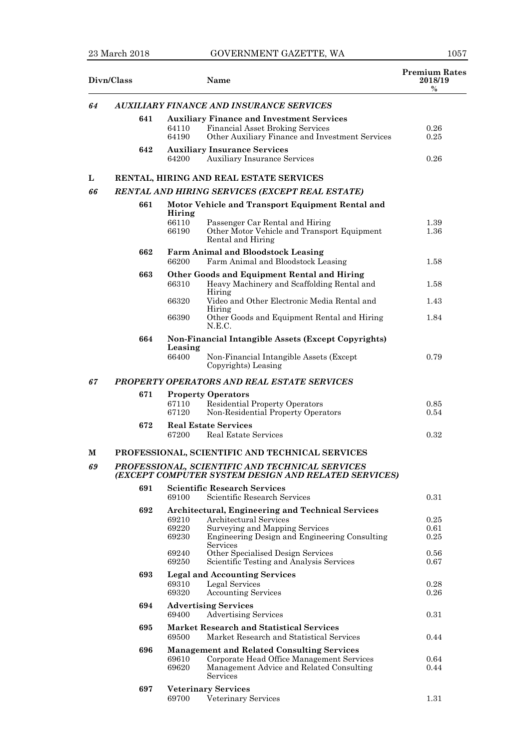| Divn/Class | | | Name | Premium Rates 2018/19 % |
|---|---|---|---|---|
| *64* | | | ***AUXILIARY FINANCE AND INSURANCE SERVICES*** | |
| | **641** | | **Auxiliary Finance and Investment Services** | |
| | | 64110 | Financial Asset Broking Services | 0.26 |
| | | 64190 | Other Auxiliary Finance and Investment Services | 0.25 |
| | **642** | | **Auxiliary Insurance Services** | |
| | | 64200 | Auxiliary Insurance Services | 0.26 |
| **L** | | | **RENTAL, HIRING AND REAL ESTATE SERVICES** | |
| *66* | | | ***RENTAL AND HIRING SERVICES (EXCEPT REAL ESTATE)*** | |
| | **661** | | **Motor Vehicle and Transport Equipment Rental and Hiring** | |
| | | 66110 | Passenger Car Rental and Hiring | 1.39 |
| | | 66190 | Other Motor Vehicle and Transport Equipment Rental and Hiring | 1.36 |
| | **662** | | **Farm Animal and Bloodstock Leasing** | |
| | | 66200 | Farm Animal and Bloodstock Leasing | 1.58 |
| | **663** | | **Other Goods and Equipment Rental and Hiring** | |
| | | 66310 | Heavy Machinery and Scaffolding Rental and Hiring | 1.58 |
| | | 66320 | Video and Other Electronic Media Rental and Hiring | 1.43 |
| | | 66390 | Other Goods and Equipment Rental and Hiring N.E.C. | 1.84 |
| | **664** | | **Non-Financial Intangible Assets (Except Copyrights) Leasing** | |
| | | 66400 | Non-Financial Intangible Assets (Except Copyrights) Leasing | 0.79 |
| *67* | | | ***PROPERTY OPERATORS AND REAL ESTATE SERVICES*** | |
| | **671** | | **Property Operators** | |
| | | 67110 | Residential Property Operators | 0.85 |
| | | 67120 | Non-Residential Property Operators | 0.54 |
| | **672** | | **Real Estate Services** | |
| | | 67200 | Real Estate Services | 0.32 |
| **M** | | | **PROFESSIONAL, SCIENTIFIC AND TECHNICAL SERVICES** | |
| *69* | | | ***PROFESSIONAL, SCIENTIFIC AND TECHNICAL SERVICES (EXCEPT COMPUTER SYSTEM DESIGN AND RELATED SERVICES)*** | |
| | **691** | | **Scientific Research Services** | |
| | | 69100 | Scientific Research Services | 0.31 |
| | **692** | | **Architectural, Engineering and Technical Services** | |
| | | 69210 | Architectural Services | 0.25 |
| | | 69220 | Surveying and Mapping Services | 0.61 |
| | | 69230 | Engineering Design and Engineering Consulting Services | 0.25 |
| | | 69240 | Other Specialised Design Services | 0.56 |
| | | 69250 | Scientific Testing and Analysis Services | 0.67 |
| | **693** | | **Legal and Accounting Services** | |
| | | 69310 | Legal Services | 0.28 |
| | | 69320 | Accounting Services | 0.26 |
| | **694** | | **Advertising Services** | |
| | | 69400 | Advertising Services | 0.31 |
| | **695** | | **Market Research and Statistical Services** | |
| | | 69500 | Market Research and Statistical Services | 0.44 |
| | **696** | | **Management and Related Consulting Services** | |
| | | 69610 | Corporate Head Office Management Services | 0.64 |
| | | 69620 | Management Advice and Related Consulting Services | 0.44 |
| | **697** | | **Veterinary Services** | |
| | | 69700 | Veterinary Services | 1.31 |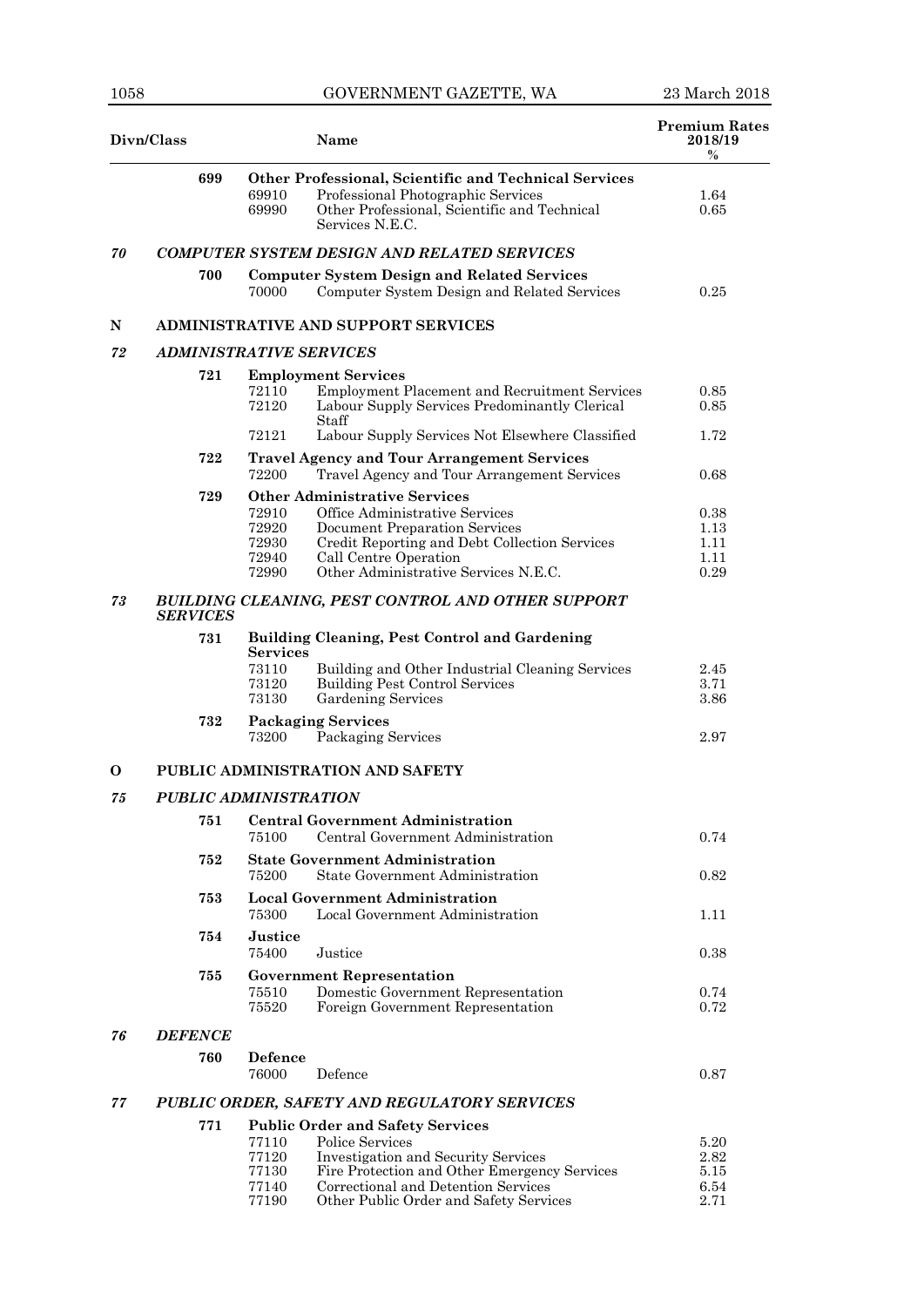| Divn/Class | | | Name | Premium Rates 2018/19 % |
|---|---|---|---|---|
| | 699 | | **Other Professional, Scientific and Technical Services** | |
| | | 69910 | Professional Photographic Services | 1.64 |
| | | 69990 | Other Professional, Scientific and Technical Services N.E.C. | 0.65 |
| ***70*** | | | ***COMPUTER SYSTEM DESIGN AND RELATED SERVICES*** | |
| | 700 | | **Computer System Design and Related Services** | |
| | | 70000 | Computer System Design and Related Services | 0.25 |
| **N** | | | **ADMINISTRATIVE AND SUPPORT SERVICES** | |
| ***72*** | | | ***ADMINISTRATIVE SERVICES*** | |
| | 721 | | **Employment Services** | |
| | | 72110 | Employment Placement and Recruitment Services | 0.85 |
| | | 72120 | Labour Supply Services Predominantly Clerical Staff | 0.85 |
| | | 72121 | Labour Supply Services Not Elsewhere Classified | 1.72 |
| | 722 | | **Travel Agency and Tour Arrangement Services** | |
| | | 72200 | Travel Agency and Tour Arrangement Services | 0.68 |
| | 729 | | **Other Administrative Services** | |
| | | 72910 | Office Administrative Services | 0.38 |
| | | 72920 | Document Preparation Services | 1.13 |
| | | 72930 | Credit Reporting and Debt Collection Services | 1.11 |
| | | 72940 | Call Centre Operation | 1.11 |
| | | 72990 | Other Administrative Services N.E.C. | 0.29 |
| ***73*** | | | ***BUILDING CLEANING, PEST CONTROL AND OTHER SUPPORT SERVICES*** | |
| | 731 | | **Building Cleaning, Pest Control and Gardening Services** | |
| | | 73110 | Building and Other Industrial Cleaning Services | 2.45 |
| | | 73120 | Building Pest Control Services | 3.71 |
| | | 73130 | Gardening Services | 3.86 |
| | 732 | | **Packaging Services** | |
| | | 73200 | Packaging Services | 2.97 |
| **O** | | | **PUBLIC ADMINISTRATION AND SAFETY** | |
| ***75*** | | | ***PUBLIC ADMINISTRATION*** | |
| | 751 | | **Central Government Administration** | |
| | | 75100 | Central Government Administration | 0.74 |
| | 752 | | **State Government Administration** | |
| | | 75200 | State Government Administration | 0.82 |
| | 753 | | **Local Government Administration** | |
| | | 75300 | Local Government Administration | 1.11 |
| | 754 | | **Justice** | |
| | | 75400 | Justice | 0.38 |
| | 755 | | **Government Representation** | |
| | | 75510 | Domestic Government Representation | 0.74 |
| | | 75520 | Foreign Government Representation | 0.72 |
| ***76*** | | | ***DEFENCE*** | |
| | 760 | | **Defence** | |
| | | 76000 | Defence | 0.87 |
| ***77*** | | | ***PUBLIC ORDER, SAFETY AND REGULATORY SERVICES*** | |
| | 771 | | **Public Order and Safety Services** | |
| | | 77110 | Police Services | 5.20 |
| | | 77120 | Investigation and Security Services | 2.82 |
| | | 77130 | Fire Protection and Other Emergency Services | 5.15 |
| | | 77140 | Correctional and Detention Services | 6.54 |
| | | 77190 | Other Public Order and Safety Services | 2.71 |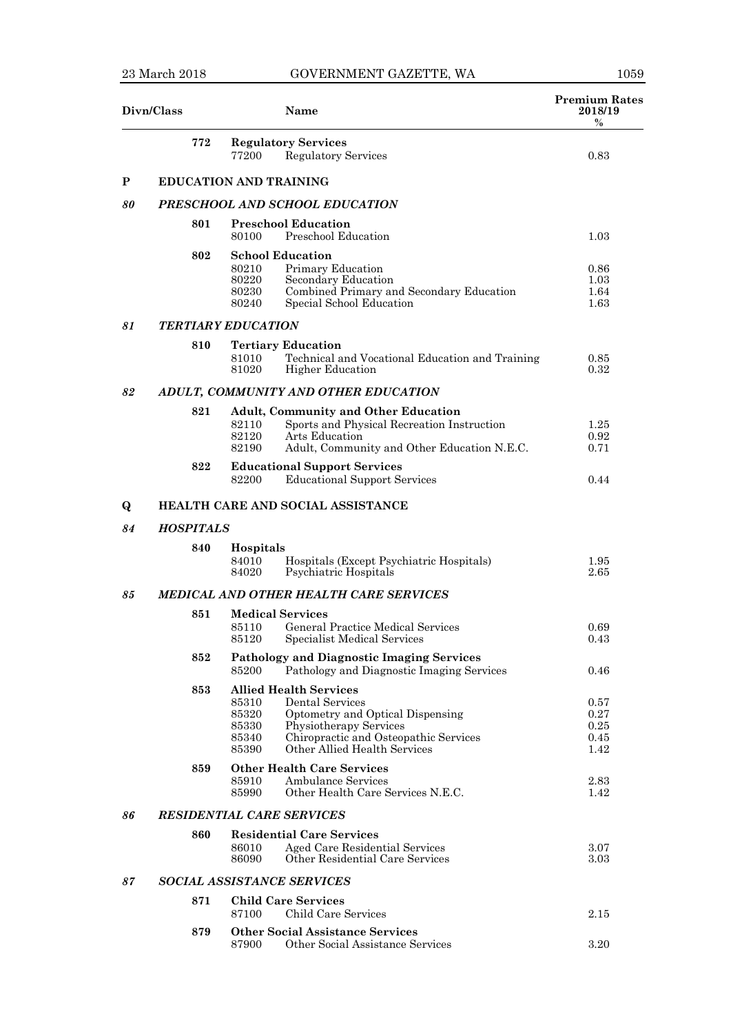| Divn/Class | | | Name | Premium Rates 2018/19 % |
|---|---|---|---|---|
| | 772 | | **Regulatory Services** | |
| | | 77200 | Regulatory Services | 0.83 |
| **P** | **EDUCATION AND TRAINING** | | | |
| *80* | ***PRESCHOOL AND SCHOOL EDUCATION*** | | | |
| | 801 | | **Preschool Education** | |
| | | 80100 | Preschool Education | 1.03 |
| | 802 | | **School Education** | |
| | | 80210 | Primary Education | 0.86 |
| | | 80220 | Secondary Education | 1.03 |
| | | 80230 | Combined Primary and Secondary Education | 1.64 |
| | | 80240 | Special School Education | 1.63 |
| *81* | ***TERTIARY EDUCATION*** | | | |
| | 810 | | **Tertiary Education** | |
| | | 81010 | Technical and Vocational Education and Training | 0.85 |
| | | 81020 | Higher Education | 0.32 |
| *82* | ***ADULT, COMMUNITY AND OTHER EDUCATION*** | | | |
| | 821 | | **Adult, Community and Other Education** | |
| | | 82110 | Sports and Physical Recreation Instruction | 1.25 |
| | | 82120 | Arts Education | 0.92 |
| | | 82190 | Adult, Community and Other Education N.E.C. | 0.71 |
| | 822 | | **Educational Support Services** | |
| | | 82200 | Educational Support Services | 0.44 |
| **Q** | **HEALTH CARE AND SOCIAL ASSISTANCE** | | | |
| *84* | ***HOSPITALS*** | | | |
| | 840 | | **Hospitals** | |
| | | 84010 | Hospitals (Except Psychiatric Hospitals) | 1.95 |
| | | 84020 | Psychiatric Hospitals | 2.65 |
| *85* | ***MEDICAL AND OTHER HEALTH CARE SERVICES*** | | | |
| | 851 | | **Medical Services** | |
| | | 85110 | General Practice Medical Services | 0.69 |
| | | 85120 | Specialist Medical Services | 0.43 |
| | 852 | | **Pathology and Diagnostic Imaging Services** | |
| | | 85200 | Pathology and Diagnostic Imaging Services | 0.46 |
| | 853 | | **Allied Health Services** | |
| | | 85310 | Dental Services | 0.57 |
| | | 85320 | Optometry and Optical Dispensing | 0.27 |
| | | 85330 | Physiotherapy Services | 0.25 |
| | | 85340 | Chiropractic and Osteopathic Services | 0.45 |
| | | 85390 | Other Allied Health Services | 1.42 |
| | 859 | | **Other Health Care Services** | |
| | | 85910 | Ambulance Services | 2.83 |
| | | 85990 | Other Health Care Services N.E.C. | 1.42 |
| *86* | ***RESIDENTIAL CARE SERVICES*** | | | |
| | 860 | | **Residential Care Services** | |
| | | 86010 | Aged Care Residential Services | 3.07 |
| | | 86090 | Other Residential Care Services | 3.03 |
| *87* | ***SOCIAL ASSISTANCE SERVICES*** | | | |
| | 871 | | **Child Care Services** | |
| | | 87100 | Child Care Services | 2.15 |
| | 879 | | **Other Social Assistance Services** | |
| | | 87900 | Other Social Assistance Services | 3.20 |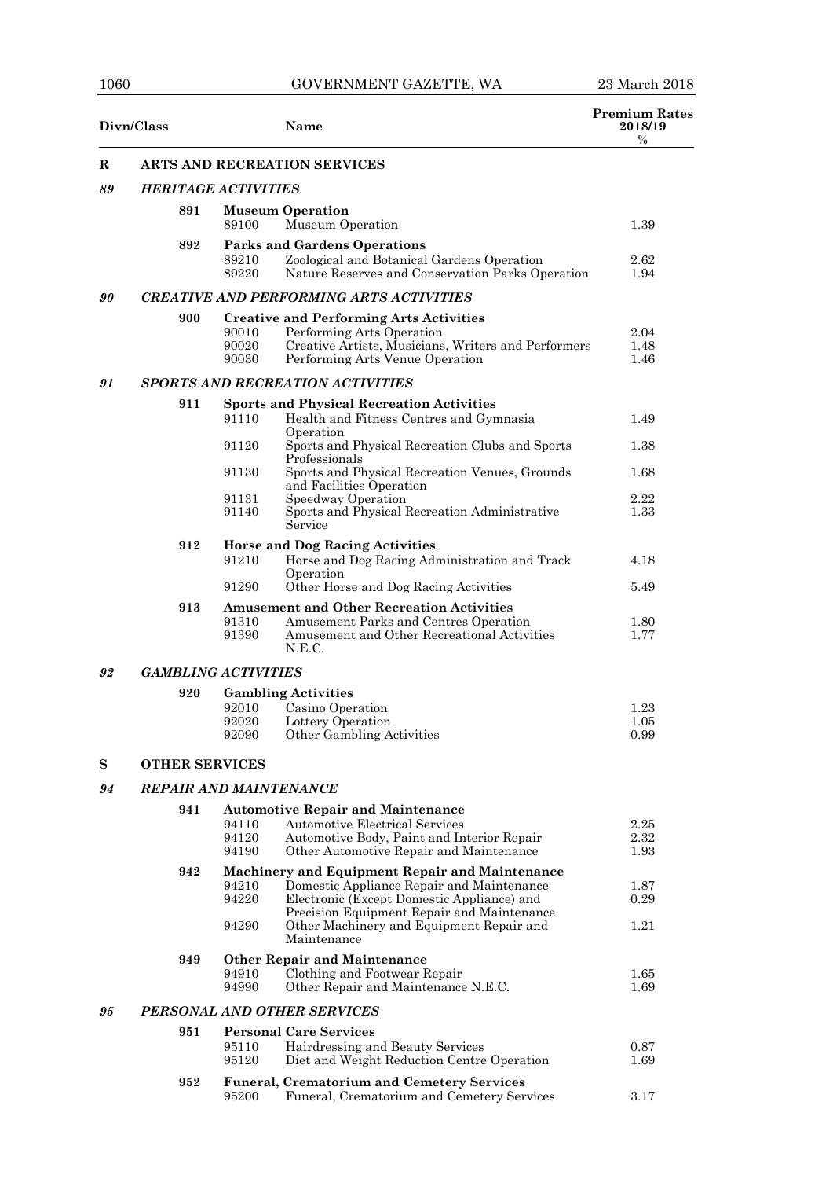| Divn/Class | | | Name | Premium Rates 2018/19 % |
|---|---|---|---|---|
| **R** | | | **ARTS AND RECREATION SERVICES** | |
| ***89*** | | | ***HERITAGE ACTIVITIES*** | |
| | **891** | | **Museum Operation** | |
| | | 89100 | Museum Operation | 1.39 |
| | **892** | | **Parks and Gardens Operations** | |
| | | 89210 | Zoological and Botanical Gardens Operation | 2.62 |
| | | 89220 | Nature Reserves and Conservation Parks Operation | 1.94 |
| ***90*** | | | ***CREATIVE AND PERFORMING ARTS ACTIVITIES*** | |
| | **900** | | **Creative and Performing Arts Activities** | |
| | | 90010 | Performing Arts Operation | 2.04 |
| | | 90020 | Creative Artists, Musicians, Writers and Performers | 1.48 |
| | | 90030 | Performing Arts Venue Operation | 1.46 |
| ***91*** | | | ***SPORTS AND RECREATION ACTIVITIES*** | |
| | **911** | | **Sports and Physical Recreation Activities** | |
| | | 91110 | Health and Fitness Centres and Gymnasia Operation | 1.49 |
| | | 91120 | Sports and Physical Recreation Clubs and Sports Professionals | 1.38 |
| | | 91130 | Sports and Physical Recreation Venues, Grounds and Facilities Operation | 1.68 |
| | | 91131 | Speedway Operation | 2.22 |
| | | 91140 | Sports and Physical Recreation Administrative Service | 1.33 |
| | **912** | | **Horse and Dog Racing Activities** | |
| | | 91210 | Horse and Dog Racing Administration and Track Operation | 4.18 |
| | | 91290 | Other Horse and Dog Racing Activities | 5.49 |
| | **913** | | **Amusement and Other Recreation Activities** | |
| | | 91310 | Amusement Parks and Centres Operation | 1.80 |
| | | 91390 | Amusement and Other Recreational Activities N.E.C. | 1.77 |
| ***92*** | | | ***GAMBLING ACTIVITIES*** | |
| | **920** | | **Gambling Activities** | |
| | | 92010 | Casino Operation | 1.23 |
| | | 92020 | Lottery Operation | 1.05 |
| | | 92090 | Other Gambling Activities | 0.99 |
| **S** | | | **OTHER SERVICES** | |
| ***94*** | | | ***REPAIR AND MAINTENANCE*** | |
| | **941** | | **Automotive Repair and Maintenance** | |
| | | 94110 | Automotive Electrical Services | 2.25 |
| | | 94120 | Automotive Body, Paint and Interior Repair | 2.32 |
| | | 94190 | Other Automotive Repair and Maintenance | 1.93 |
| | **942** | | **Machinery and Equipment Repair and Maintenance** | |
| | | 94210 | Domestic Appliance Repair and Maintenance | 1.87 |
| | | 94220 | Electronic (Except Domestic Appliance) and Precision Equipment Repair and Maintenance | 0.29 |
| | | 94290 | Other Machinery and Equipment Repair and Maintenance | 1.21 |
| | **949** | | **Other Repair and Maintenance** | |
| | | 94910 | Clothing and Footwear Repair | 1.65 |
| | | 94990 | Other Repair and Maintenance N.E.C. | 1.69 |
| ***95*** | | | ***PERSONAL AND OTHER SERVICES*** | |
| | **951** | | **Personal Care Services** | |
| | | 95110 | Hairdressing and Beauty Services | 0.87 |
| | | 95120 | Diet and Weight Reduction Centre Operation | 1.69 |
| | **952** | | **Funeral, Crematorium and Cemetery Services** | |
| | | 95200 | Funeral, Crematorium and Cemetery Services | 3.17 |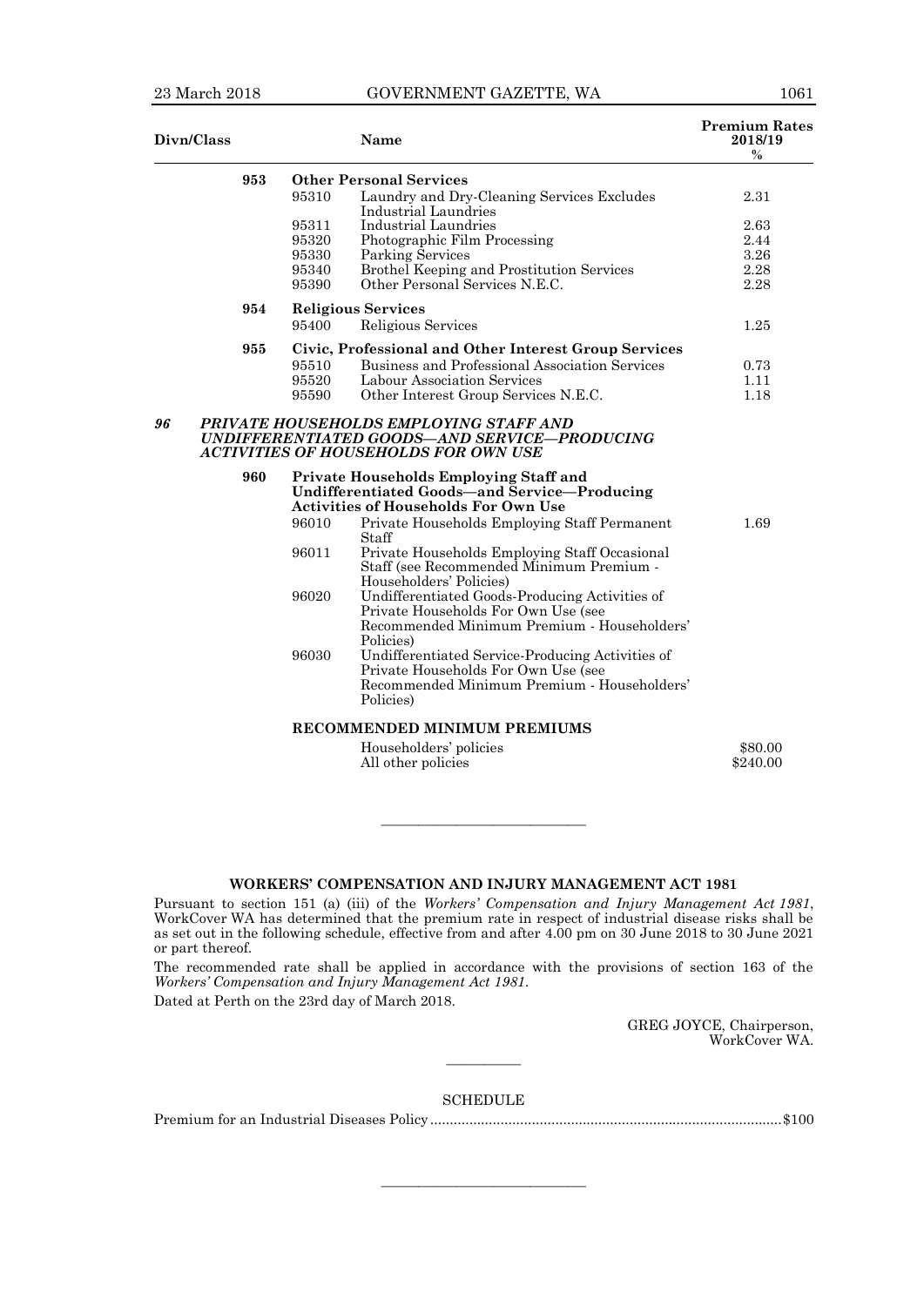| Divn/Class | | | Name | Premium Rates 2018/19 % |
|---|---|---|---|---|
| | 953 | | **Other Personal Services** | |
| | | 95310 | Laundry and Dry-Cleaning Services Excludes Industrial Laundries | 2.31 |
| | | 95311 | Industrial Laundries | 2.63 |
| | | 95320 | Photographic Film Processing | 2.44 |
| | | 95330 | Parking Services | 3.26 |
| | | 95340 | Brothel Keeping and Prostitution Services | 2.28 |
| | | 95390 | Other Personal Services N.E.C. | 2.28 |
| | 954 | | **Religious Services** | |
| | | 95400 | Religious Services | 1.25 |
| | 955 | | **Civic, Professional and Other Interest Group Services** | |
| | | 95510 | Business and Professional Association Services | 0.73 |
| | | 95520 | Labour Association Services | 1.11 |
| | | 95590 | Other Interest Group Services N.E.C. | 1.18 |
| ***96*** | | | ***PRIVATE HOUSEHOLDS EMPLOYING STAFF AND UNDIFFERENTIATED GOODS—AND SERVICE—PRODUCING ACTIVITIES OF HOUSEHOLDS FOR OWN USE*** | |
| | 960 | | **Private Households Employing Staff and Undifferentiated Goods—and Service—Producing Activities of Households For Own Use** | |
| | | 96010 | Private Households Employing Staff Permanent Staff | 1.69 |
| | | 96011 | Private Households Employing Staff Occasional Staff (see Recommended Minimum Premium - Householders' Policies) | |
| | | 96020 | Undifferentiated Goods-Producing Activities of Private Households For Own Use (see Recommended Minimum Premium - Householders' Policies) | |
| | | 96030 | Undifferentiated Service-Producing Activities of Private Households For Own Use (see Recommended Minimum Premium - Householders' Policies) | |
| | | | **RECOMMENDED MINIMUM PREMIUMS** | |
| | | | Householders' policies | $80.00 |
| | | | All other policies | $240.00 |

---

## WORKERS' COMPENSATION AND INJURY MANAGEMENT ACT 1981

Pursuant to section 151 (a) (iii) of the *Workers' Compensation and Injury Management Act 1981*, WorkCover WA has determined that the premium rate in respect of industrial disease risks shall be as set out in the following schedule, effective from and after 4.00 pm on 30 June 2018 to 30 June 2021 or part thereof.

The recommended rate shall be applied in accordance with the provisions of section 163 of the *Workers' Compensation and Injury Management Act 1981*.

Dated at Perth on the 23rd day of March 2018.

GREG JOYCE, Chairperson,
WorkCover WA.

---

SCHEDULE

Premium for an Industrial Diseases Policy ........ $100

---